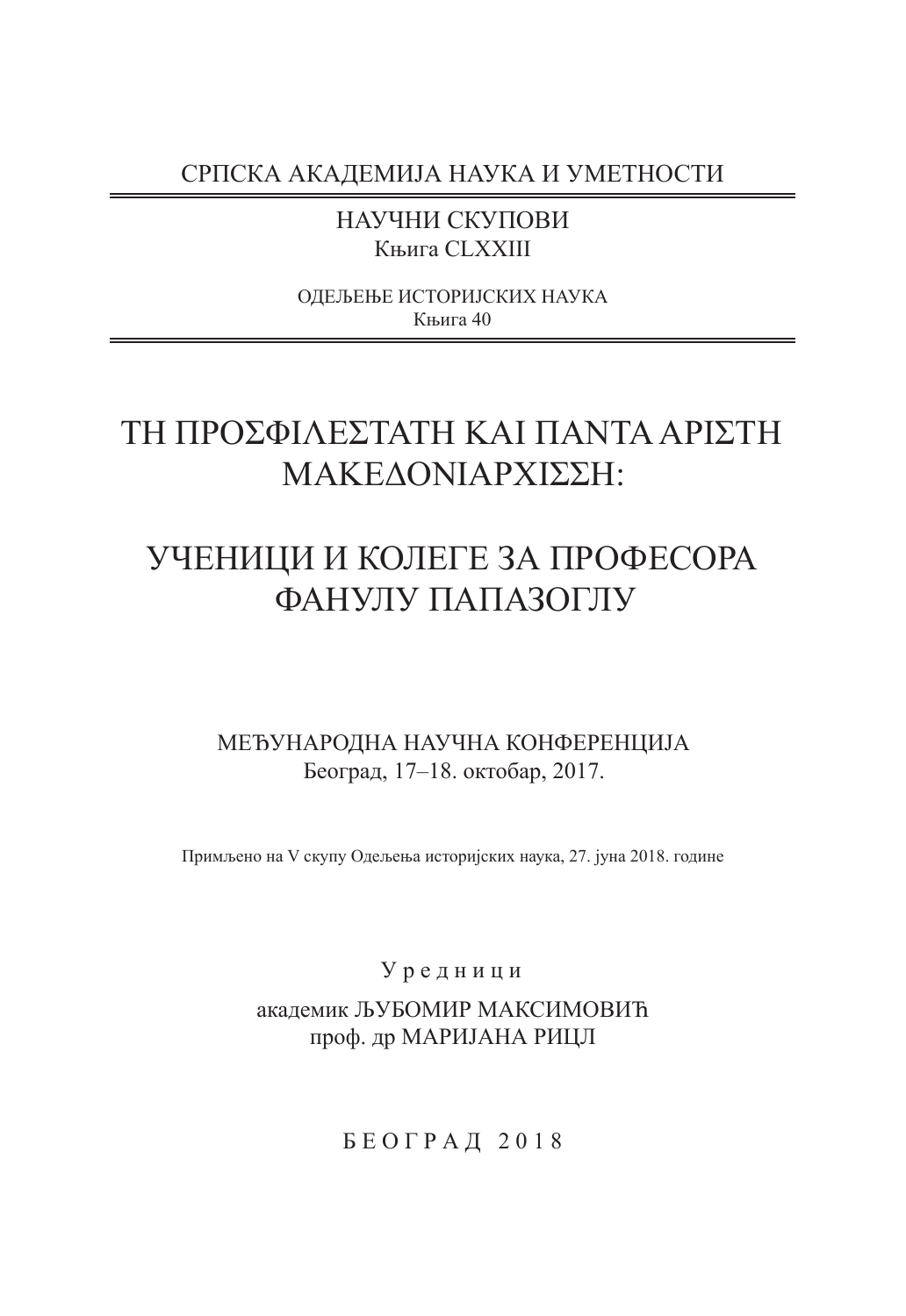СРПСКА АКАДЕМИЈА НАУКА И УМЕТНОСТИ

НАУЧНИ СКУПОВИ
Књига CLXXIII

ОДЕЉЕЊЕ ИСТОРИЈСКИХ НАУКА
Књига 40

# ΤΗ ΠΡΟΣΦΙΛΕΣΤΑΤΗ ΚΑΙ ΠΑΝΤΑ ΑΡΙΣΤΗ ΜΑΚΕΔΟΝΙΑΡΧΙΣΣΗ:

# УЧЕНИЦИ И КОЛЕГЕ ЗА ПРОФЕСОРА ФАНУЛУ ПАПАЗОГЛУ

МЕЂУНАРОДНА НАУЧНА КОНФЕРЕНЦИЈА
Београд, 17–18. октобар, 2017.

Примљено на V скупу Одељења историјских наука, 27. јуна 2018. године

Уредници

академик ЉУБОМИР МАКСИМОВИЋ
проф. др МАРИЈАНА РИЦЛ

БЕОГРАД 2018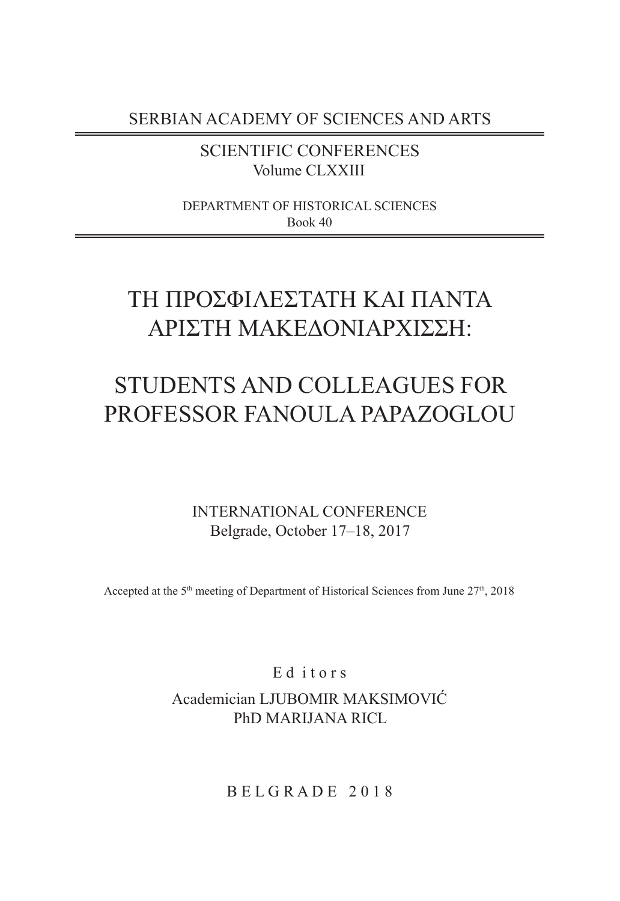SERBIAN ACADEMY OF SCIENCES AND ARTS

SCIENTIFIC CONFERENCES
Volume CLXXIII

DEPARTMENT OF HISTORICAL SCIENCES
Book 40

# ΤΗ ΠΡΟΣΦΙΛΕΣΤΑΤΗ ΚΑΙ ΠΑΝΤΑ ΑΡΙΣΤΗ ΜΑΚΕΔΟΝΙΑΡΧΙΣΣΗ:

# STUDENTS AND COLLEAGUES FOR PROFESSOR FANOULA PAPAZOGLOU

INTERNATIONAL CONFERENCE
Belgrade, October 17–18, 2017

Accepted at the 5th meeting of Department of Historical Sciences from June 27th, 2018

E d i t o r s

Academician LJUBOMIR MAKSIMOVIĆ
PhD MARIJANA RICL

B E L G R A D E 2 0 1 8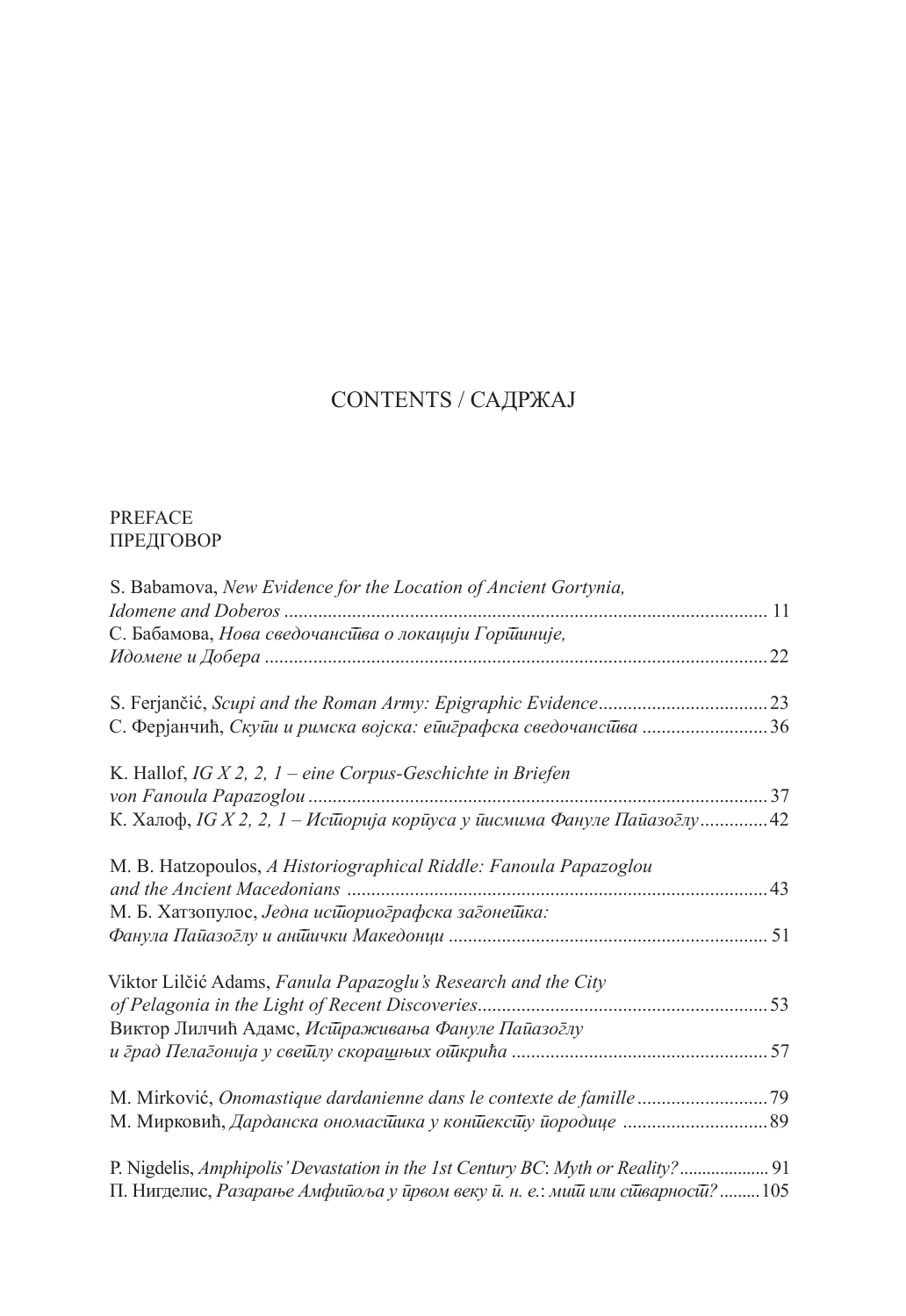# CONTENTS / САДРЖАЈ

PREFACE
ПРЕДГОВОР

S. Babamova, *New Evidence for the Location of Ancient Gortynia, Idomene and Doberos* ... 11
С. Бабамова, *Нова сведочанства о локацији Гортиније, Идомене и Добера* ... 22

S. Ferjančić, *Scupi and the Roman Army: Epigraphic Evidence* ... 23
С. Ферјанчић, *Скупи и римска војска: епиграфска сведочанства* ... 36

K. Hallof, *IG X 2, 2, 1 – eine Corpus-Geschichte in Briefen von Fanoula Papazoglou* ... 37
К. Халоф, *IG X 2, 2, 1 – Историја корпуса у писмима Фануле Папазоглу* ... 42

M. B. Hatzopoulos, *A Historiographical Riddle: Fanoula Papazoglou and the Ancient Macedonians* ... 43
М. Б. Хатзопулос, *Једна историографска загонетка: Фанула Папазоглу и антички Македонци* ... 51

Viktor Lilčić Adams, *Fanula Papazoglu's Research and the City of Pelagonia in the Light of Recent Discoveries* ... 53
Виктор Лилчић Адамс, *Истраживања Фануле Папазоглу и град Пелагонија у светлу скорашњих открића* ... 57

M. Mirković, *Onomastique dardanienne dans le contexte de famille* ... 79
М. Мирковић, *Дарданска ономастика у контексту породице* ... 89

P. Nigdelis, *Amphipolis' Devastation in the 1st Century BC: Myth or Reality?* ... 91
П. Нигделис, *Разарање Амфипоља у првом веку п. н. е.: мит или стварност?* ... 105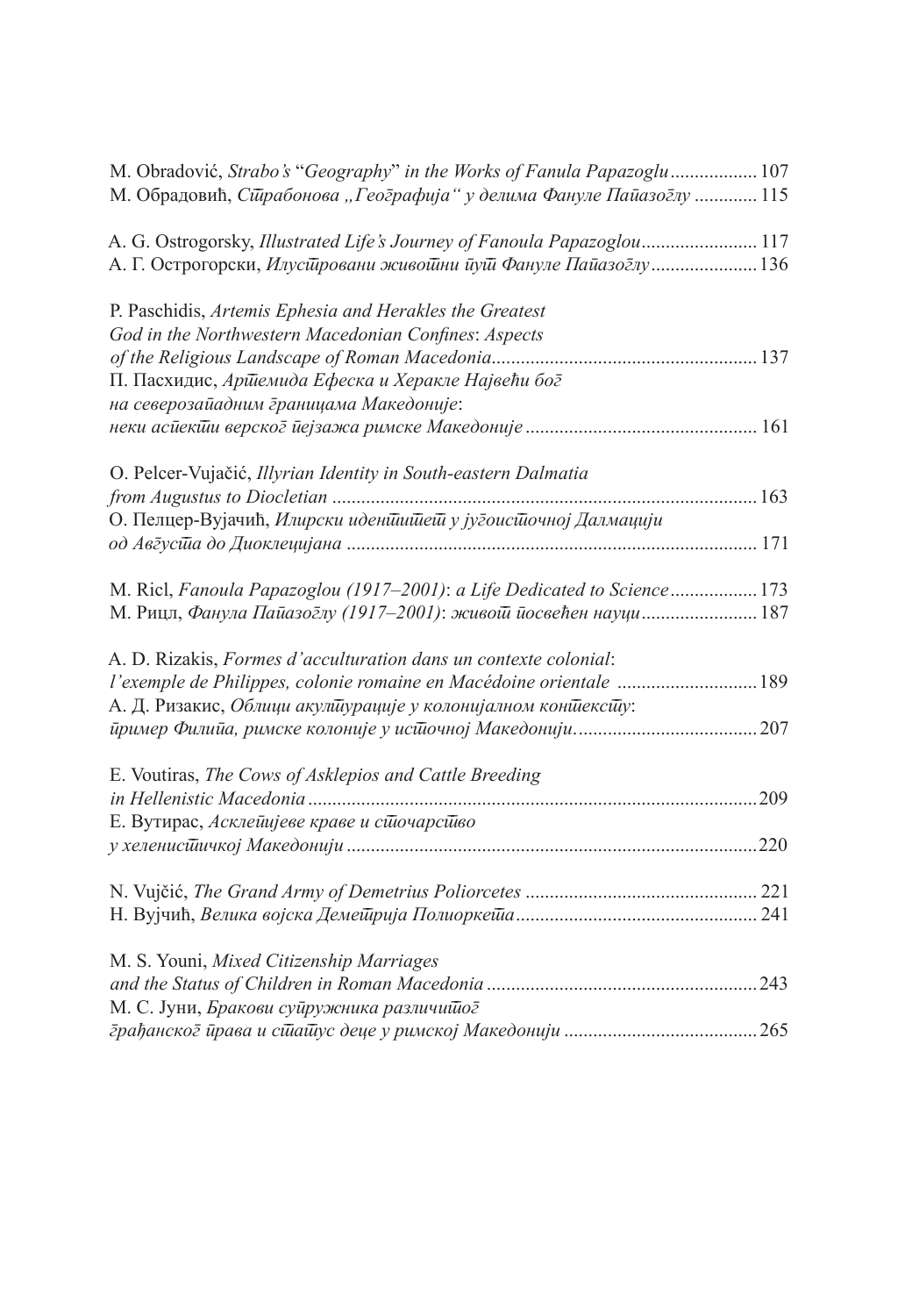M. Obradović, *Strabo's* "*Geography*" *in the Works of Fanula Papazoglu* .................. 107
М. Обрадовић, *Сшрабонова „Географија" у делима Фануле Пайазоглу* ............. 115

A. G. Ostrogorsky, *Illustrated Life's Journey of Fanoula Papazoglou* ........................ 117
А. Г. Острогорски, *Илусшровани живошни йуш Фануле Пайазоглу* ...................... 136

P. Paschidis, *Artemis Ephesia and Herakles the Greatest God in the Northwestern Macedonian Confines*: *Aspects of the Religious Landscape of Roman Macedonia* ...................................................... 137
П. Пасхидис, *Аршемида Ефеска и Херакле Највећи бог на северозайадним границама Македоније*: *неки асйекши верскоg йејзажа римске Македоније* ............................................... 161

O. Pelcer-Vujačić, *Illyrian Identity in South-eastern Dalmatia from Augustus to Diocletian* ...................................................................................... 163
О. Пелцер-Вујачић, *Илирски иденшишеш у југоисшочној Далмацији од Авгусша до Диоклецијана* .................................................................................... 171

M. Ricl, *Fanoula Papazoglou (1917–2001)*: *a Life Dedicated to Science* .................. 173
М. Рицл, *Фанула Пайазоглу (1917–2001)*: *живош йосвећен науци* ........................ 187

A. D. Rizakis, *Formes d'acculturation dans un contexte colonial*: *l'exemple de Philippes, colonie romaine en Macédoine orientale* ............................ 189
А. Д. Ризакис, *Облици акулшурације у колонијалном коншексшу*: *йример Филийа, римске колоније у исшочној Македонији*..................................... 207

E. Voutiras, *The Cows of Asklepios and Cattle Breeding in Hellenistic Macedonia* ............................................................................................ 209
Е. Вутирас, *Асклейијеве краве и сшочарсшво у хеленисшичкој Македонији* ..................................................................................... 220

N. Vujčić, *The Grand Army of Demetrius Poliorcetes* ................................................ 221
Н. Вујчић, *Велика војска Демешрија Полиоркеша*................................................. 241

M. S. Youni, *Mixed Citizenship Marriages and the Status of Children in Roman Macedonia* ........................................................ 243
М. С. Јуни, *Бракови суйружника различишоg грађанскоg йрава и сшашус деце у римској Македонији* ....................................... 265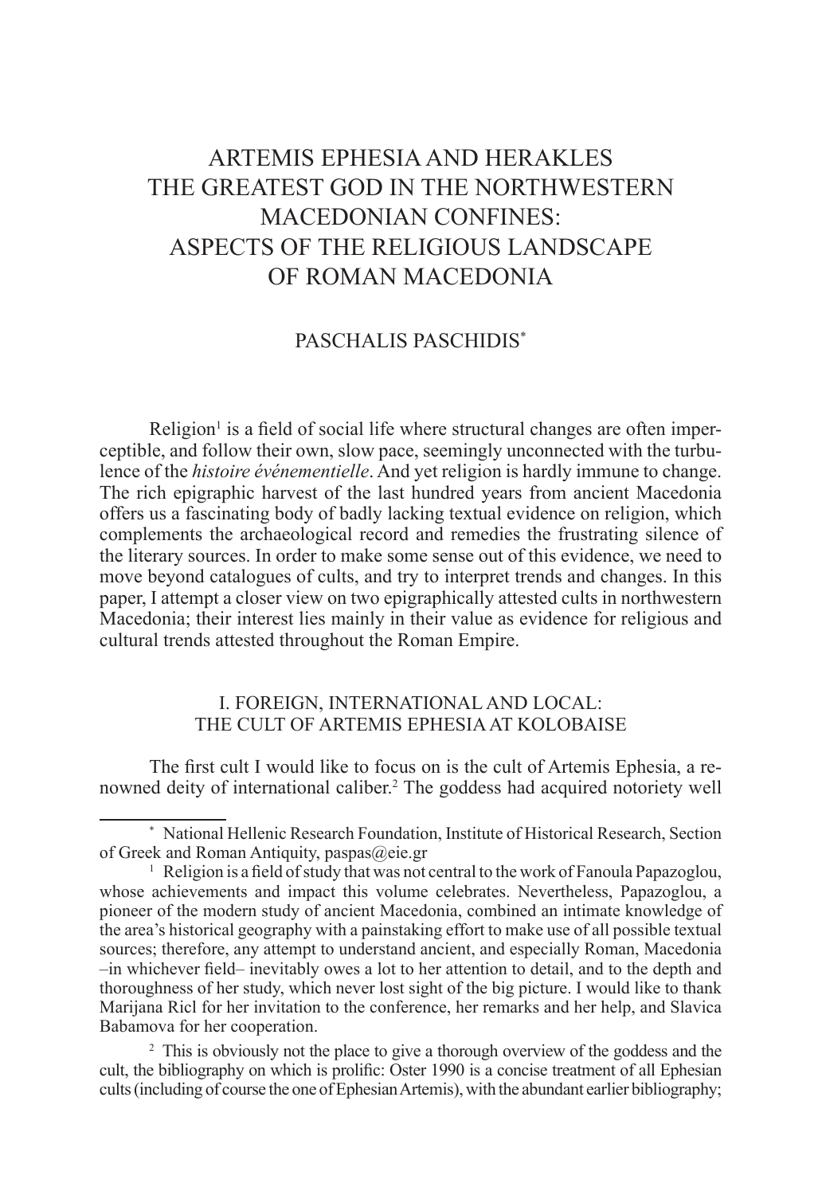# ARTEMIS EPHESIA AND HERAKLES THE GREATEST GOD IN THE NORTHWESTERN MACEDONIAN CONFINES: ASPECTS OF THE RELIGIOUS LANDSCAPE OF ROMAN MACEDONIA

PASCHALIS PASCHIDIS*

Religion[1] is a field of social life where structural changes are often imperceptible, and follow their own, slow pace, seemingly unconnected with the turbulence of the *histoire événementielle*. And yet religion is hardly immune to change. The rich epigraphic harvest of the last hundred years from ancient Macedonia offers us a fascinating body of badly lacking textual evidence on religion, which complements the archaeological record and remedies the frustrating silence of the literary sources. In order to make some sense out of this evidence, we need to move beyond catalogues of cults, and try to interpret trends and changes. In this paper, I attempt a closer view on two epigraphically attested cults in northwestern Macedonia; their interest lies mainly in their value as evidence for religious and cultural trends attested throughout the Roman Empire.

## I. FOREIGN, INTERNATIONAL AND LOCAL: THE CULT OF ARTEMIS EPHESIA AT KOLOBAISE

The first cult I would like to focus on is the cult of Artemis Ephesia, a renowned deity of international caliber.[2] The goddess had acquired notoriety well

---

\* National Hellenic Research Foundation, Institute of Historical Research, Section of Greek and Roman Antiquity, paspas@eie.gr

[1] Religion is a field of study that was not central to the work of Fanoula Papazoglou, whose achievements and impact this volume celebrates. Nevertheless, Papazoglou, a pioneer of the modern study of ancient Macedonia, combined an intimate knowledge of the area's historical geography with a painstaking effort to make use of all possible textual sources; therefore, any attempt to understand ancient, and especially Roman, Macedonia –in whichever field– inevitably owes a lot to her attention to detail, and to the depth and thoroughness of her study, which never lost sight of the big picture. I would like to thank Marijana Ricl for her invitation to the conference, her remarks and her help, and Slavica Babamova for her cooperation.

[2] This is obviously not the place to give a thorough overview of the goddess and the cult, the bibliography on which is prolific: Oster 1990 is a concise treatment of all Ephesian cults (including of course the one of Ephesian Artemis), with the abundant earlier bibliography;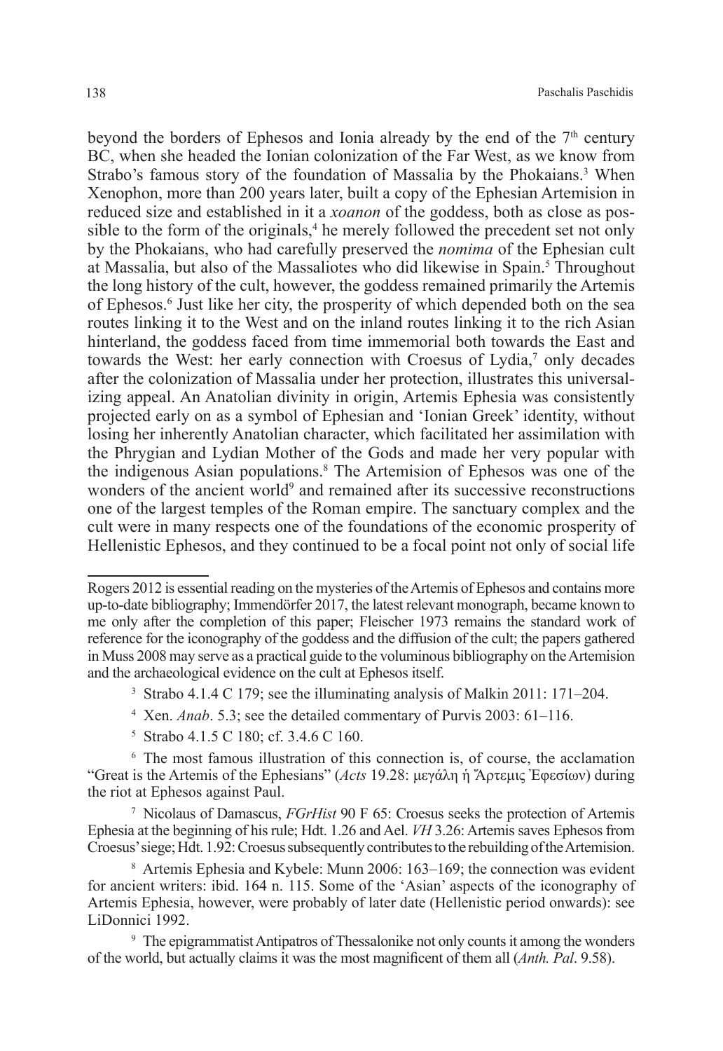beyond the borders of Ephesos and Ionia already by the end of the 7th century BC, when she headed the Ionian colonization of the Far West, as we know from Strabo's famous story of the foundation of Massalia by the Phokaians.[3] When Xenophon, more than 200 years later, built a copy of the Ephesian Artemision in reduced size and established in it a *xoanon* of the goddess, both as close as possible to the form of the originals,[4] he merely followed the precedent set not only by the Phokaians, who had carefully preserved the *nomima* of the Ephesian cult at Massalia, but also of the Massaliotes who did likewise in Spain.[5] Throughout the long history of the cult, however, the goddess remained primarily the Artemis of Ephesos.[6] Just like her city, the prosperity of which depended both on the sea routes linking it to the West and on the inland routes linking it to the rich Asian hinterland, the goddess faced from time immemorial both towards the East and towards the West: her early connection with Croesus of Lydia,[7] only decades after the colonization of Massalia under her protection, illustrates this universalizing appeal. An Anatolian divinity in origin, Artemis Ephesia was consistently projected early on as a symbol of Ephesian and 'Ionian Greek' identity, without losing her inherently Anatolian character, which facilitated her assimilation with the Phrygian and Lydian Mother of the Gods and made her very popular with the indigenous Asian populations.[8] The Artemision of Ephesos was one of the wonders of the ancient world[9] and remained after its successive reconstructions one of the largest temples of the Roman empire. The sanctuary complex and the cult were in many respects one of the foundations of the economic prosperity of Hellenistic Ephesos, and they continued to be a focal point not only of social life

---

Rogers 2012 is essential reading on the mysteries of the Artemis of Ephesos and contains more up-to-date bibliography; Immendörfer 2017, the latest relevant monograph, became known to me only after the completion of this paper; Fleischer 1973 remains the standard work of reference for the iconography of the goddess and the diffusion of the cult; the papers gathered in Muss 2008 may serve as a practical guide to the voluminous bibliography on the Artemision and the archaeological evidence on the cult at Ephesos itself.

[3] Strabo 4.1.4 C 179; see the illuminating analysis of Malkin 2011: 171–204.

[4] Xen. *Anab*. 5.3; see the detailed commentary of Purvis 2003: 61–116.

[5] Strabo 4.1.5 C 180; cf. 3.4.6 C 160.

[6] The most famous illustration of this connection is, of course, the acclamation "Great is the Artemis of the Ephesians" (*Acts* 19.28: μεγάλη ἡ Ἄρτεμις Ἐφεσίων) during the riot at Ephesos against Paul.

[7] Nicolaus of Damascus, *FGrHist* 90 F 65: Croesus seeks the protection of Artemis Ephesia at the beginning of his rule; Hdt. 1.26 and Ael. *VH* 3.26: Artemis saves Ephesos from Croesus' siege; Hdt. 1.92: Croesus subsequently contributes to the rebuilding of the Artemision.

[8] Artemis Ephesia and Kybele: Munn 2006: 163–169; the connection was evident for ancient writers: ibid. 164 n. 115. Some of the 'Asian' aspects of the iconography of Artemis Ephesia, however, were probably of later date (Hellenistic period onwards): see LiDonnici 1992.

[9] The epigrammatist Antipatros of Thessalonike not only counts it among the wonders of the world, but actually claims it was the most magnificent of them all (*Anth. Pal*. 9.58).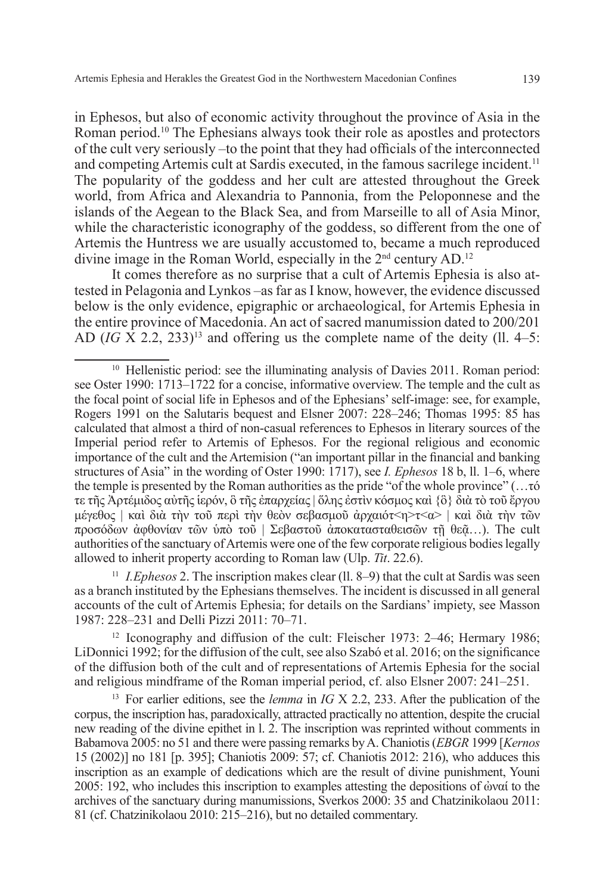in Ephesos, but also of economic activity throughout the province of Asia in the Roman period.[10] The Ephesians always took their role as apostles and protectors of the cult very seriously –to the point that they had officials of the interconnected and competing Artemis cult at Sardis executed, in the famous sacrilege incident.[11] The popularity of the goddess and her cult are attested throughout the Greek world, from Africa and Alexandria to Pannonia, from the Peloponnese and the islands of the Aegean to the Black Sea, and from Marseille to all of Asia Minor, while the characteristic iconography of the goddess, so different from the one of Artemis the Huntress we are usually accustomed to, became a much reproduced divine image in the Roman World, especially in the 2nd century AD.[12]

It comes therefore as no surprise that a cult of Artemis Ephesia is also attested in Pelagonia and Lynkos –as far as I know, however, the evidence discussed below is the only evidence, epigraphic or archaeological, for Artemis Ephesia in the entire province of Macedonia. An act of sacred manumission dated to 200/201 AD (*IG* X 2.2, 233)[13] and offering us the complete name of the deity (ll. 4–5:

---

[10] Hellenistic period: see the illuminating analysis of Davies 2011. Roman period: see Oster 1990: 1713–1722 for a concise, informative overview. The temple and the cult as the focal point of social life in Ephesos and of the Ephesians' self-image: see, for example, Rogers 1991 on the Salutaris bequest and Elsner 2007: 228–246; Thomas 1995: 85 has calculated that almost a third of non-casual references to Ephesos in literary sources of the Imperial period refer to Artemis of Ephesos. For the regional religious and economic importance of the cult and the Artemision ("an important pillar in the financial and banking structures of Asia" in the wording of Oster 1990: 1717), see *I. Ephesos* 18 b, ll. 1–6, where the temple is presented by the Roman authorities as the pride "of the whole province" (…τό τε τῆς Ἀρτέμιδος αὐτῆς ἱερόν, ὃ τῆς ἐπαρχείας | ὅλης ἐστὶν κόσμος καὶ {ὃ} διὰ τὸ τοῦ ἔργου μέγεθος | καὶ διὰ τὴν τοῦ περὶ τὴν θεὸν σεβασμοῦ ἀρχαιότ<η>τ<α> | καὶ διὰ τὴν τῶν προσόδων ἀφθονίαν τῶν ὑπὸ τοῦ | Σεβαστοῦ ἀποκατασταθεισῶν τῇ θεᾷ…). The cult authorities of the sanctuary of Artemis were one of the few corporate religious bodies legally allowed to inherit property according to Roman law (Ulp. *Tit*. 22.6).

[11] *I.Ephesos* 2. The inscription makes clear (ll. 8–9) that the cult at Sardis was seen as a branch instituted by the Ephesians themselves. The incident is discussed in all general accounts of the cult of Artemis Ephesia; for details on the Sardians' impiety, see Masson 1987: 228–231 and Delli Pizzi 2011: 70–71.

[12] Iconography and diffusion of the cult: Fleischer 1973: 2–46; Hermary 1986; LiDonnici 1992; for the diffusion of the cult, see also Szabó et al. 2016; on the significance of the diffusion both of the cult and of representations of Artemis Ephesia for the social and religious mindframe of the Roman imperial period, cf. also Elsner 2007: 241–251.

[13] For earlier editions, see the *lemma* in *IG* X 2.2, 233. After the publication of the corpus, the inscription has, paradoxically, attracted practically no attention, despite the crucial new reading of the divine epithet in l. 2. The inscription was reprinted without comments in Babamova 2005: no 51 and there were passing remarks by A. Chaniotis (*EBGR* 1999 [*Kernos* 15 (2002)] no 181 [p. 395]; Chaniotis 2009: 57; cf. Chaniotis 2012: 216), who adduces this inscription as an example of dedications which are the result of divine punishment, Youni 2005: 192, who includes this inscription to examples attesting the depositions of ὠναί to the archives of the sanctuary during manumissions, Sverkos 2000: 35 and Chatzinikolaou 2011: 81 (cf. Chatzinikolaou 2010: 215–216), but no detailed commentary.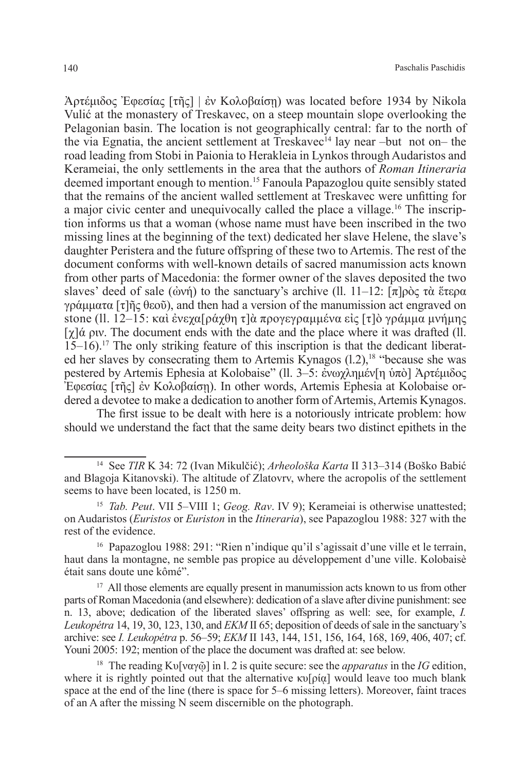Ἀρτέμιδος Ἐφεσίας [τῆς] | ἐν Κολοβαίσῃ) was located before 1934 by Nikola Vulić at the monastery of Treskavec, on a steep mountain slope overlooking the Pelagonian basin. The location is not geographically central: far to the north of the via Egnatia, the ancient settlement at Treskavec[14] lay near –but not on– the road leading from Stobi in Paionia to Herakleia in Lynkos through Audaristos and Kerameiai, the only settlements in the area that the authors of *Roman Itineraria* deemed important enough to mention.[15] Fanoula Papazoglou quite sensibly stated that the remains of the ancient walled settlement at Treskavec were unfitting for a major civic center and unequivocally called the place a village.[16] The inscription informs us that a woman (whose name must have been inscribed in the two missing lines at the beginning of the text) dedicated her slave Helene, the slave's daughter Peristera and the future offspring of these two to Artemis. The rest of the document conforms with well-known details of sacred manumission acts known from other parts of Macedonia: the former owner of the slaves deposited the two slaves' deed of sale (ὠνή) to the sanctuary's archive (ll. 11–12: [π]ρὸς τὰ ἕτερα γράμματα [τ]ῆς θεοῦ), and then had a version of the manumission act engraved on stone (ll. 12–15: καὶ ἐνεχα[ράχθη τ]ὰ προγεγραμμένα εἰς [τ]ὸ γράμμα μνήμης [χ]ά ριν. The document ends with the date and the place where it was drafted (ll. 15–16).[17] The only striking feature of this inscription is that the dedicant liberated her slaves by consecrating them to Artemis Kynagos (l.2),[18] "because she was pestered by Artemis Ephesia at Kolobaise" (ll. 3–5: ἐνωχλημέν[η ὑπὸ] Ἀρτέμιδος Ἐφεσίας [τῆς] ἐν Κολοβαίσῃ). In other words, Artemis Ephesia at Kolobaise ordered a devotee to make a dedication to another form of Artemis, Artemis Kynagos.

The first issue to be dealt with here is a notoriously intricate problem: how should we understand the fact that the same deity bears two distinct epithets in the

---

[14] See *TIR* K 34: 72 (Ivan Mikulčić); *Arheološka Karta* II 313–314 (Boško Babić and Blagoja Kitanovski). The altitude of Zlatovrv, where the acropolis of the settlement seems to have been located, is 1250 m.

[15] *Tab. Peut*. VII 5–VIII 1; *Geog. Rav*. IV 9); Kerameiai is otherwise unattested; on Audaristos (*Euristos* or *Euriston* in the *Itineraria*), see Papazoglou 1988: 327 with the rest of the evidence.

[16] Papazoglou 1988: 291: "Rien n'indique qu'il s'agissait d'une ville et le terrain, haut dans la montagne, ne semble pas propice au développement d'une ville. Kolobaisè était sans doute une kômé".

[17] All those elements are equally present in manumission acts known to us from other parts of Roman Macedonia (and elsewhere): dedication of a slave after divine punishment: see n. 13, above; dedication of the liberated slaves' offspring as well: see, for example, *I. Leukopétra* 14, 19, 30, 123, 130, and *EKM* II 65; deposition of deeds of sale in the sanctuary's archive: see *I. Leukopétra* p. 56–59; *EKM* II 143, 144, 151, 156, 164, 168, 169, 406, 407; cf. Youni 2005: 192; mention of the place the document was drafted at: see below.

[18] The reading Κυ[ναγῷ] in l. 2 is quite secure: see the *apparatus* in the *IG* edition, where it is rightly pointed out that the alternative κυ[ρίᾳ] would leave too much blank space at the end of the line (there is space for 5–6 missing letters). Moreover, faint traces of an A after the missing N seem discernible on the photograph.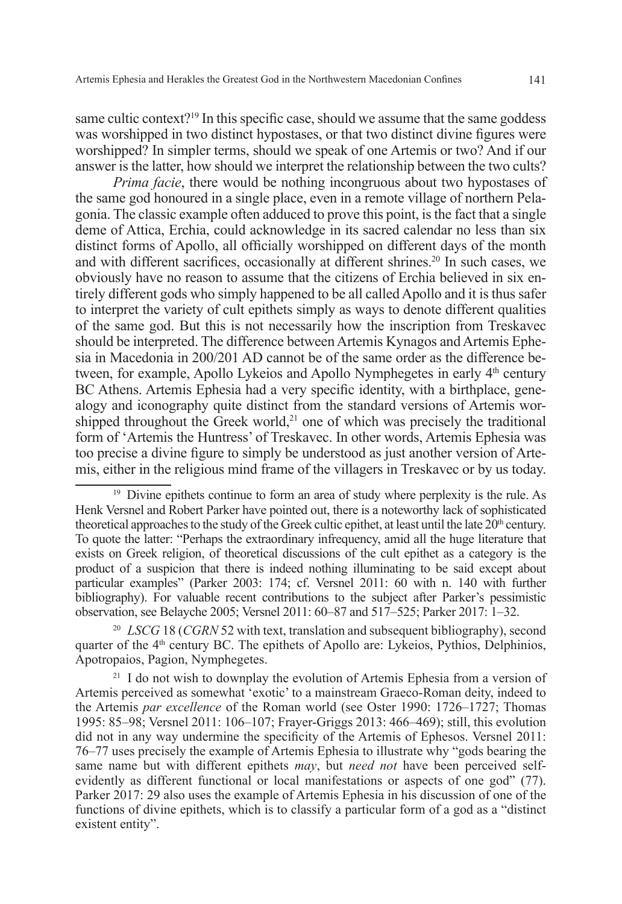same cultic context?[19] In this specific case, should we assume that the same goddess was worshipped in two distinct hypostases, or that two distinct divine figures were worshipped? In simpler terms, should we speak of one Artemis or two? And if our answer is the latter, how should we interpret the relationship between the two cults?

*Prima facie*, there would be nothing incongruous about two hypostases of the same god honoured in a single place, even in a remote village of northern Pelagonia. The classic example often adduced to prove this point, is the fact that a single deme of Attica, Erchia, could acknowledge in its sacred calendar no less than six distinct forms of Apollo, all officially worshipped on different days of the month and with different sacrifices, occasionally at different shrines.[20] In such cases, we obviously have no reason to assume that the citizens of Erchia believed in six entirely different gods who simply happened to be all called Apollo and it is thus safer to interpret the variety of cult epithets simply as ways to denote different qualities of the same god. But this is not necessarily how the inscription from Treskavec should be interpreted. The difference between Artemis Kynagos and Artemis Ephesia in Macedonia in 200/201 AD cannot be of the same order as the difference between, for example, Apollo Lykeios and Apollo Nymphegetes in early 4th century BC Athens. Artemis Ephesia had a very specific identity, with a birthplace, genealogy and iconography quite distinct from the standard versions of Artemis worshipped throughout the Greek world,[21] one of which was precisely the traditional form of 'Artemis the Huntress' of Treskavec. In other words, Artemis Ephesia was too precise a divine figure to simply be understood as just another version of Artemis, either in the religious mind frame of the villagers in Treskavec or by us today.

---

[19] Divine epithets continue to form an area of study where perplexity is the rule. As Henk Versnel and Robert Parker have pointed out, there is a noteworthy lack of sophisticated theoretical approaches to the study of the Greek cultic epithet, at least until the late 20th century. To quote the latter: "Perhaps the extraordinary infrequency, amid all the huge literature that exists on Greek religion, of theoretical discussions of the cult epithet as a category is the product of a suspicion that there is indeed nothing illuminating to be said except about particular examples" (Parker 2003: 174; cf. Versnel 2011: 60 with n. 140 with further bibliography). For valuable recent contributions to the subject after Parker's pessimistic observation, see Belayche 2005; Versnel 2011: 60–87 and 517–525; Parker 2017: 1–32.

[20] *LSCG* 18 (*CGRN* 52 with text, translation and subsequent bibliography), second quarter of the 4th century BC. The epithets of Apollo are: Lykeios, Pythios, Delphinios, Apotropaios, Pagion, Nymphegetes.

[21] I do not wish to downplay the evolution of Artemis Ephesia from a version of Artemis perceived as somewhat 'exotic' to a mainstream Graeco-Roman deity, indeed to the Artemis *par excellence* of the Roman world (see Oster 1990: 1726–1727; Thomas 1995: 85–98; Versnel 2011: 106–107; Frayer-Griggs 2013: 466–469); still, this evolution did not in any way undermine the specificity of the Artemis of Ephesos. Versnel 2011: 76–77 uses precisely the example of Artemis Ephesia to illustrate why "gods bearing the same name but with different epithets *may*, but *need not* have been perceived self-evidently as different functional or local manifestations or aspects of one god" (77). Parker 2017: 29 also uses the example of Artemis Ephesia in his discussion of one of the functions of divine epithets, which is to classify a particular form of a god as a "distinct existent entity".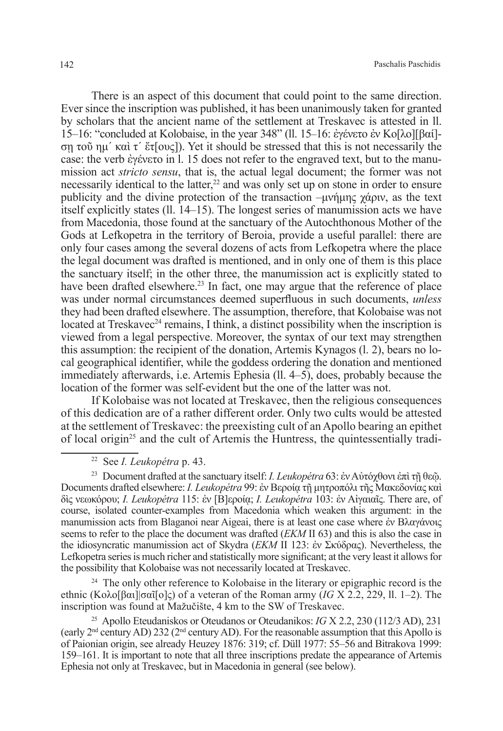There is an aspect of this document that could point to the same direction. Ever since the inscription was published, it has been unanimously taken for granted by scholars that the ancient name of the settlement at Treskavec is attested in ll. 15–16: "concluded at Kolobaise, in the year 348" (ll. 15–16: ἐγένετο ἐν Κο[λο][βαί]-ση τοῦ ημ´ καὶ τ´ ἔτ[ους]). Yet it should be stressed that this is not necessarily the case: the verb ἐγένετο in l. 15 does not refer to the engraved text, but to the manumission act *stricto sensu*, that is, the actual legal document; the former was not necessarily identical to the latter,[22] and was only set up on stone in order to ensure publicity and the divine protection of the transaction –μνήμης χάριν, as the text itself explicitly states (ll. 14–15). The longest series of manumission acts we have from Macedonia, those found at the sanctuary of the Autochthonous Mother of the Gods at Lefkopetra in the territory of Beroia, provide a useful parallel: there are only four cases among the several dozens of acts from Lefkopetra where the place the legal document was drafted is mentioned, and in only one of them is this place the sanctuary itself; in the other three, the manumission act is explicitly stated to have been drafted elsewhere.[23] In fact, one may argue that the reference of place was under normal circumstances deemed superfluous in such documents, *unless* they had been drafted elsewhere. The assumption, therefore, that Kolobaise was not located at Treskavec[24] remains, I think, a distinct possibility when the inscription is viewed from a legal perspective. Moreover, the syntax of our text may strengthen this assumption: the recipient of the donation, Artemis Kynagos (l. 2), bears no local geographical identifier, while the goddess ordering the donation and mentioned immediately afterwards, i.e. Artemis Ephesia (ll. 4–5), does, probably because the location of the former was self-evident but the one of the latter was not.

If Kolobaise was not located at Treskavec, then the religious consequences of this dedication are of a rather different order. Only two cults would be attested at the settlement of Treskavec: the preexisting cult of an Apollo bearing an epithet of local origin[25] and the cult of Artemis the Huntress, the quintessentially tradi-

---

[22] See *I. Leukopétra* p. 43.

[23] Document drafted at the sanctuary itself: *I. Leukopétra* 63: ἐν Αὐτόχθονι ἐπὶ τῇ θεῷ. Documents drafted elsewhere: *I. Leukopétra* 99: ἐν Βεροίᾳ τῇ μητροπόλι τῆς Μακεδονίας καὶ δὶς νεωκόρου; *I. Leukopétra* 115: ἐν [Β]εροίᾳ; *I. Leukopétra* 103: ἐν Αἰγαιαῖς. There are, of course, isolated counter-examples from Macedonia which weaken this argument: in the manumission acts from Blaganoi near Aigeai, there is at least one case where ἐν Βλαγάνοις seems to refer to the place the document was drafted (*EKM* II 63) and this is also the case in the idiosyncratic manumission act of Skydra (*EKM* II 123: ἐν Σκύδρας). Nevertheless, the Lefkopetra series is much richer and statistically more significant; at the very least it allows for the possibility that Kolobaise was not necessarily located at Treskavec.

[24] The only other reference to Kolobaise in the literary or epigraphic record is the ethnic (Κολο[βαι]|σαῖ[ο]ς) of a veteran of the Roman army (*IG* X 2.2, 229, ll. 1–2). The inscription was found at Mažučište, 4 km to the SW of Treskavec.

[25] Apollo Eteudaniskos or Oteudanos or Oteudanikos: *IG* X 2.2, 230 (112/3 AD), 231 (early 2nd century AD) 232 (2nd century AD). For the reasonable assumption that this Apollo is of Paionian origin, see already Heuzey 1876: 319; cf. Düll 1977: 55–56 and Bitrakova 1999: 159–161. It is important to note that all three inscriptions predate the appearance of Artemis Ephesia not only at Treskavec, but in Macedonia in general (see below).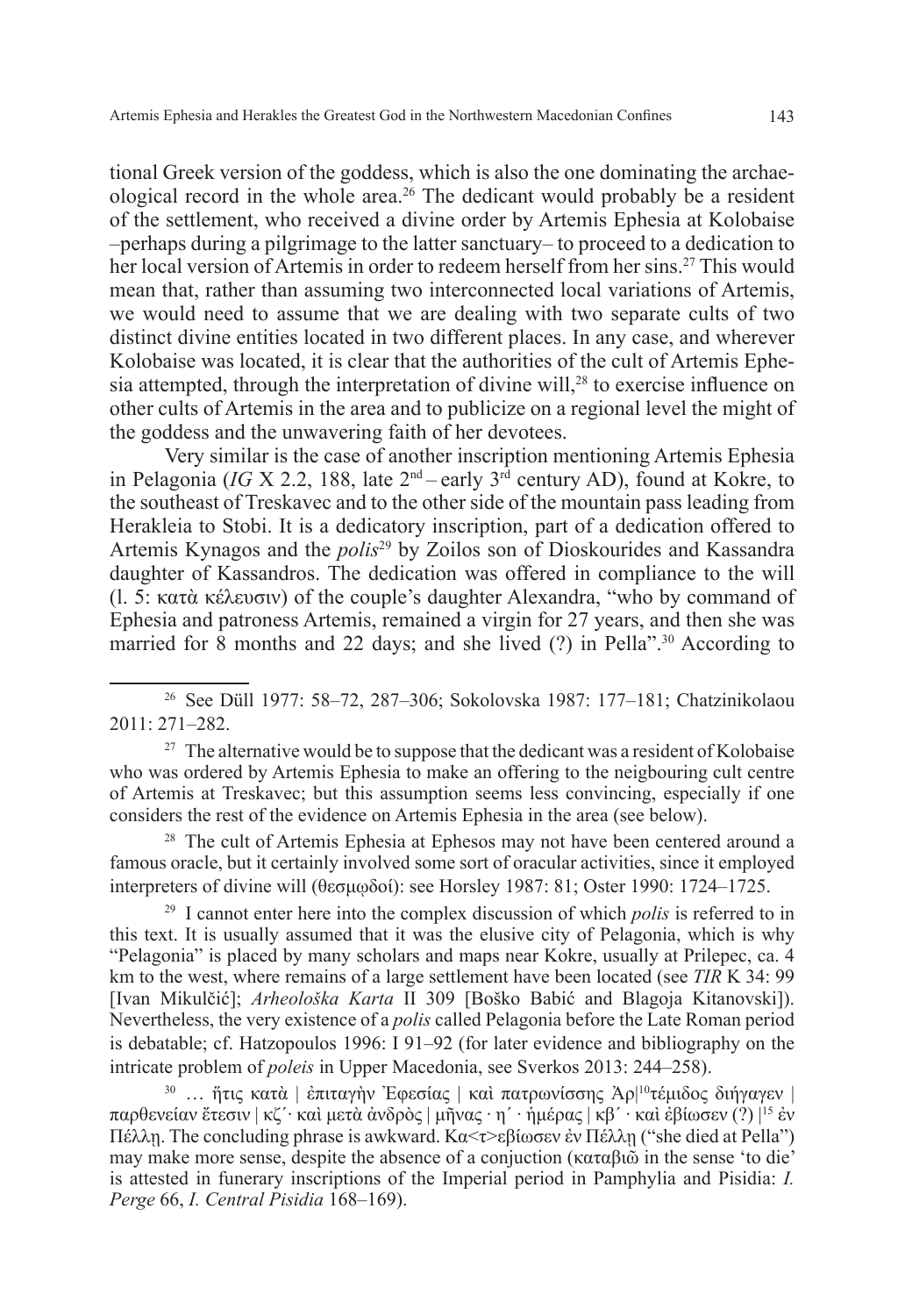tional Greek version of the goddess, which is also the one dominating the archaeological record in the whole area.[26] The dedicant would probably be a resident of the settlement, who received a divine order by Artemis Ephesia at Kolobaise –perhaps during a pilgrimage to the latter sanctuary– to proceed to a dedication to her local version of Artemis in order to redeem herself from her sins.[27] This would mean that, rather than assuming two interconnected local variations of Artemis, we would need to assume that we are dealing with two separate cults of two distinct divine entities located in two different places. In any case, and wherever Kolobaise was located, it is clear that the authorities of the cult of Artemis Ephesia attempted, through the interpretation of divine will,[28] to exercise influence on other cults of Artemis in the area and to publicize on a regional level the might of the goddess and the unwavering faith of her devotees.

Very similar is the case of another inscription mentioning Artemis Ephesia in Pelagonia (*IG* X 2.2, 188, late 2nd – early 3rd century AD), found at Kokre, to the southeast of Treskavec and to the other side of the mountain pass leading from Herakleia to Stobi. It is a dedicatory inscription, part of a dedication offered to Artemis Kynagos and the *polis*[29] by Zoilos son of Dioskourides and Kassandra daughter of Kassandros. The dedication was offered in compliance to the will (l. 5: κατὰ κέλευσιν) of the couple's daughter Alexandra, "who by command of Ephesia and patroness Artemis, remained a virgin for 27 years, and then she was married for 8 months and 22 days; and she lived (?) in Pella".[30] According to

---

[26] See Düll 1977: 58–72, 287–306; Sokolovska 1987: 177–181; Chatzinikolaou 2011: 271–282.

[27] The alternative would be to suppose that the dedicant was a resident of Kolobaise who was ordered by Artemis Ephesia to make an offering to the neigbouring cult centre of Artemis at Treskavec; but this assumption seems less convincing, especially if one considers the rest of the evidence on Artemis Ephesia in the area (see below).

[28] The cult of Artemis Ephesia at Ephesos may not have been centered around a famous oracle, but it certainly involved some sort of oracular activities, since it employed interpreters of divine will (θεσμῳδοί): see Horsley 1987: 81; Oster 1990: 1724–1725.

[29] I cannot enter here into the complex discussion of which *polis* is referred to in this text. It is usually assumed that it was the elusive city of Pelagonia, which is why "Pelagonia" is placed by many scholars and maps near Kokre, usually at Prilepec, ca. 4 km to the west, where remains of a large settlement have been located (see *TIR* K 34: 99 [Ivan Mikulčić]; *Arheološka Karta* II 309 [Boško Babić and Blagoja Kitanovski]). Nevertheless, the very existence of a *polis* called Pelagonia before the Late Roman period is debatable; cf. Hatzopoulos 1996: I 91–92 (for later evidence and bibliography on the intricate problem of *poleis* in Upper Macedonia, see Sverkos 2013: 244–258).

[30] … ἥτις κατὰ | ἐπιταγὴν Ἐφεσίας | καὶ πατρωνίσσης Ἀρ|[10]τέμιδος διήγαγεν | παρθενείαν ἔτεσιν | κζ´· καὶ μετὰ ἀνδρὸς | μῆνας · η´ · ἡμέρας | κβ´ · καὶ ἐβίωσεν (?) |[15] ἐν Πέλλῃ. The concluding phrase is awkward. Κα<τ>εβίωσεν ἐν Πέλλῃ ("she died at Pella") may make more sense, despite the absence of a conjuction (καταβιῶ in the sense 'to die' is attested in funerary inscriptions of the Imperial period in Pamphylia and Pisidia: *I. Perge* 66, *I. Central Pisidia* 168–169).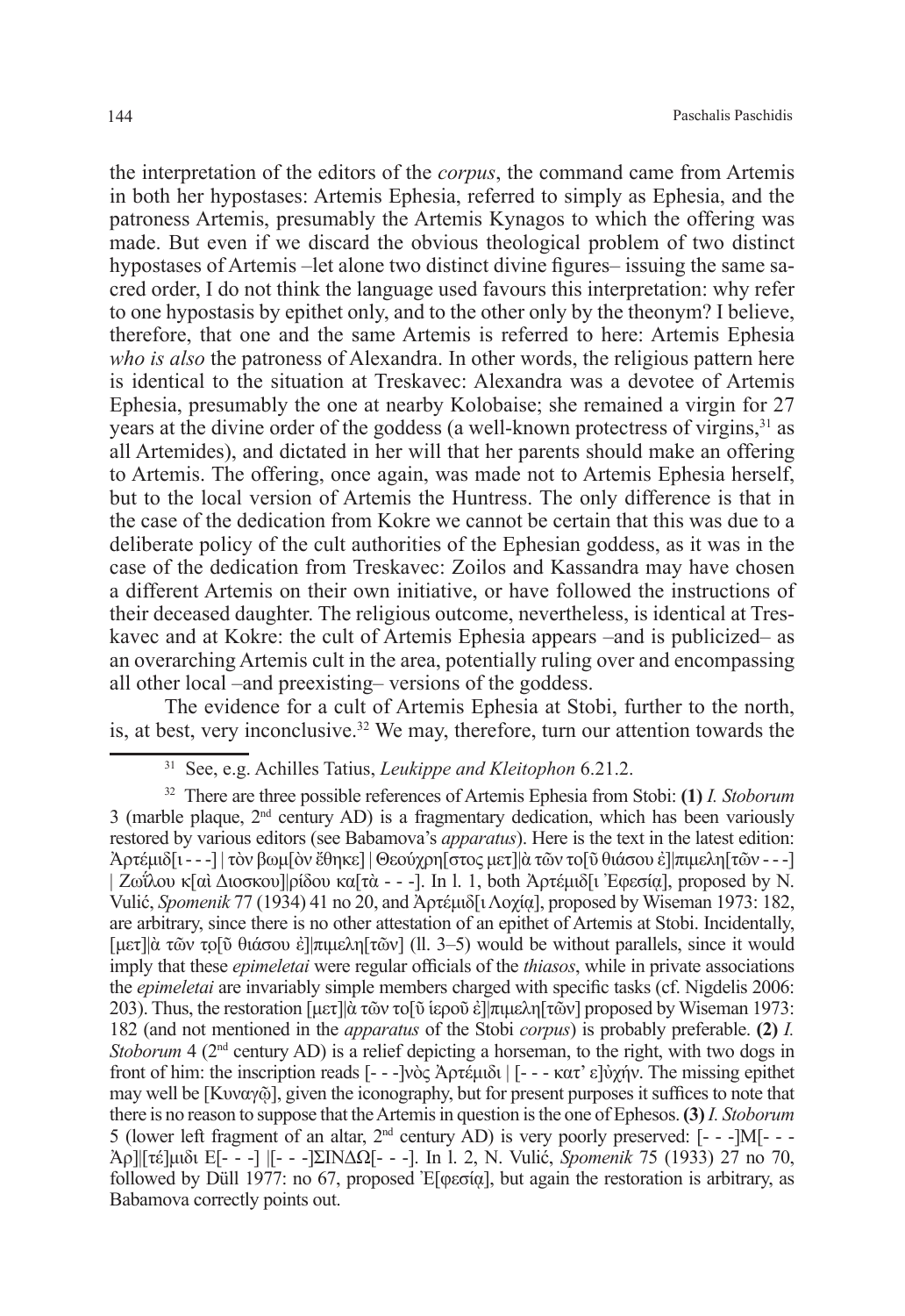the interpretation of the editors of the *corpus*, the command came from Artemis in both her hypostases: Artemis Ephesia, referred to simply as Ephesia, and the patroness Artemis, presumably the Artemis Kynagos to which the offering was made. But even if we discard the obvious theological problem of two distinct hypostases of Artemis –let alone two distinct divine figures– issuing the same sacred order, I do not think the language used favours this interpretation: why refer to one hypostasis by epithet only, and to the other only by the theonym? I believe, therefore, that one and the same Artemis is referred to here: Artemis Ephesia *who is also* the patroness of Alexandra. In other words, the religious pattern here is identical to the situation at Treskavec: Alexandra was a devotee of Artemis Ephesia, presumably the one at nearby Kolobaise; she remained a virgin for 27 years at the divine order of the goddess (a well-known protectress of virgins,[31] as all Artemides), and dictated in her will that her parents should make an offering to Artemis. The offering, once again, was made not to Artemis Ephesia herself, but to the local version of Artemis the Huntress. The only difference is that in the case of the dedication from Kokre we cannot be certain that this was due to a deliberate policy of the cult authorities of the Ephesian goddess, as it was in the case of the dedication from Treskavec: Zoilos and Kassandra may have chosen a different Artemis on their own initiative, or have followed the instructions of their deceased daughter. The religious outcome, nevertheless, is identical at Treskavec and at Kokre: the cult of Artemis Ephesia appears –and is publicized– as an overarching Artemis cult in the area, potentially ruling over and encompassing all other local –and preexisting– versions of the goddess.

The evidence for a cult of Artemis Ephesia at Stobi, further to the north, is, at best, very inconclusive.[32] We may, therefore, turn our attention towards the

---

[31] See, e.g. Achilles Tatius, *Leukippe and Kleitophon* 6.21.2.

[32] There are three possible references of Artemis Ephesia from Stobi: **(1)** *I. Stoborum* 3 (marble plaque, 2nd century AD) is a fragmentary dedication, which has been variously restored by various editors (see Babamova's *apparatus*). Here is the text in the latest edition: Ἀρτέμιδ[ι - - -] | τὸν βωμ[ὸν ἔθηκε] | Θεούχρη[στος μετ]|ὰ τῶν το[ῦ θιάσου ἐ]|πιμελη[τῶν - - -] | Ζωΐλου κ[αὶ Διοσκου]|ρίδου κα[τὰ - - -]. In l. 1, both Ἀρτέμιδ[ι Ἐφεσίᾳ], proposed by N. Vulić, *Spomenik* 77 (1934) 41 no 20, and Ἀρτέμιδ[ι Λοχίᾳ], proposed by Wiseman 1973: 182, are arbitrary, since there is no other attestation of an epithet of Artemis at Stobi. Incidentally, [μετ]|ὰ τῶν τọ[ῦ θιάσου ἐ]|πιμελη[τῶν] (ll. 3–5) would be without parallels, since it would imply that these *epimeletai* were regular officials of the *thiasos*, while in private associations the *epimeletai* are invariably simple members charged with specific tasks (cf. Nigdelis 2006: 203). Thus, the restoration [μετ]|ὰ τῶν το[ῦ ἱεροῦ ἐ]|πιμελη[τῶν] proposed by Wiseman 1973: 182 (and not mentioned in the *apparatus* of the Stobi *corpus*) is probably preferable. **(2)** *I. Stoborum* 4 (2nd century AD) is a relief depicting a horseman, to the right, with two dogs in front of him: the inscription reads [- - -]νὸς Ἀρτέμιδι | [- - - κατ' ε]ὐχήν. The missing epithet may well be [Κυναγῷ], given the iconography, but for present purposes it suffices to note that there is no reason to suppose that the Artemis in question is the one of Ephesos. **(3)** *I. Stoborum* 5 (lower left fragment of an altar, 2nd century AD) is very poorly preserved: [- - -]Μ[- - - Ἀρ]|[τέ]μιδι Ε[- - -] |[- - -]ΣΙΝΔΩ[- - -]. In l. 2, N. Vulić, *Spomenik* 75 (1933) 27 no 70, followed by Düll 1977: no 67, proposed Ἐ[φεσίᾳ], but again the restoration is arbitrary, as Babamova correctly points out.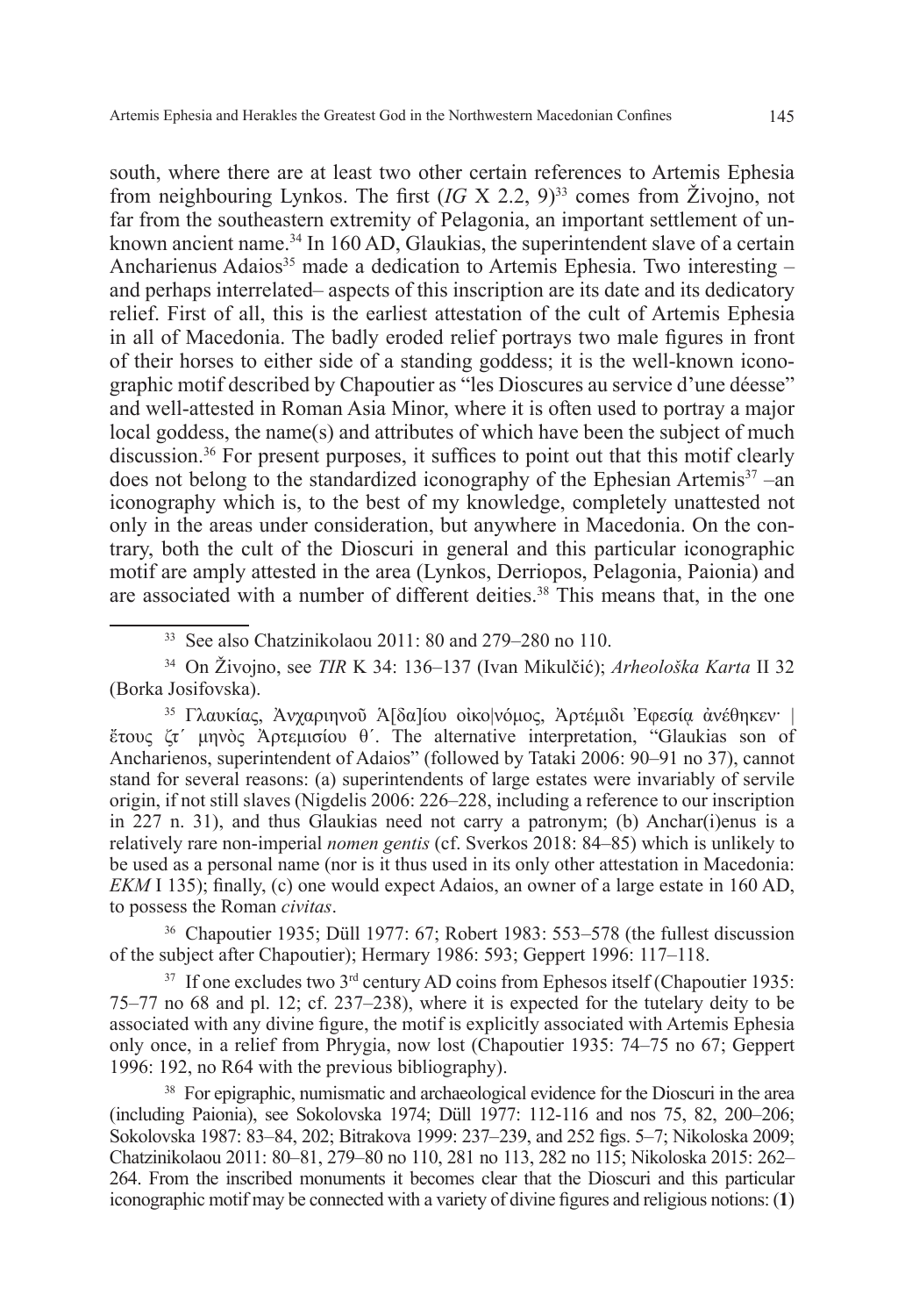south, where there are at least two other certain references to Artemis Ephesia from neighbouring Lynkos. The first (*IG* X 2.2, 9)[33] comes from Živojno, not far from the southeastern extremity of Pelagonia, an important settlement of unknown ancient name.[34] In 160 AD, Glaukias, the superintendent slave of a certain Ancharienus Adaios[35] made a dedication to Artemis Ephesia. Two interesting – and perhaps interrelated– aspects of this inscription are its date and its dedicatory relief. First of all, this is the earliest attestation of the cult of Artemis Ephesia in all of Macedonia. The badly eroded relief portrays two male figures in front of their horses to either side of a standing goddess; it is the well-known iconographic motif described by Chapoutier as "les Dioscures au service d'une déesse" and well-attested in Roman Asia Minor, where it is often used to portray a major local goddess, the name(s) and attributes of which have been the subject of much discussion.[36] For present purposes, it suffices to point out that this motif clearly does not belong to the standardized iconography of the Ephesian Artemis[37] –an iconography which is, to the best of my knowledge, completely unattested not only in the areas under consideration, but anywhere in Macedonia. On the contrary, both the cult of the Dioscuri in general and this particular iconographic motif are amply attested in the area (Lynkos, Derriopos, Pelagonia, Paionia) and are associated with a number of different deities.[38] This means that, in the one

[33] See also Chatzinikolaou 2011: 80 and 279–280 no 110.

[34] On Živojno, see *TIR* K 34: 136–137 (Ivan Mikulčić); *Arheološka Karta* II 32 (Borka Josifovska).

[35] Γλαυκίας, Ἀνχαρηνοῦ Ἀ[δα]ίου οἰκο|νόμος, Ἀρτέμιδι Ἐφεσίᾳ ἀνέθηκεν· | ἔτους ζτ´ μηνὸς Ἀρτεμισίου θ´. The alternative interpretation, "Glaukias son of Ancharienos, superintendent of Adaios" (followed by Tataki 2006: 90–91 no 37), cannot stand for several reasons: (a) superintendents of large estates were invariably of servile origin, if not still slaves (Nigdelis 2006: 226–228, including a reference to our inscription in 227 n. 31), and thus Glaukias need not carry a patronym; (b) Anchar(i)enus is a relatively rare non-imperial *nomen gentis* (cf. Sverkos 2018: 84–85) which is unlikely to be used as a personal name (nor is it thus used in its only other attestation in Macedonia: *EKM* I 135); finally, (c) one would expect Adaios, an owner of a large estate in 160 AD, to possess the Roman *civitas*.

[36] Chapoutier 1935; Düll 1977: 67; Robert 1983: 553–578 (the fullest discussion of the subject after Chapoutier); Hermary 1986: 593; Geppert 1996: 117–118.

[37] If one excludes two 3rd century AD coins from Ephesos itself (Chapoutier 1935: 75–77 no 68 and pl. 12; cf. 237–238), where it is expected for the tutelary deity to be associated with any divine figure, the motif is explicitly associated with Artemis Ephesia only once, in a relief from Phrygia, now lost (Chapoutier 1935: 74–75 no 67; Geppert 1996: 192, no R64 with the previous bibliography).

[38] For epigraphic, numismatic and archaeological evidence for the Dioscuri in the area (including Paionia), see Sokolovska 1974; Düll 1977: 112-116 and nos 75, 82, 200–206; Sokolovska 1987: 83–84, 202; Bitrakova 1999: 237–239, and 252 figs. 5–7; Nikoloska 2009; Chatzinikolaou 2011: 80–81, 279–80 no 110, 281 no 113, 282 no 115; Nikoloska 2015: 262–264. From the inscribed monuments it becomes clear that the Dioscuri and this particular iconographic motif may be connected with a variety of divine figures and religious notions: (**1**)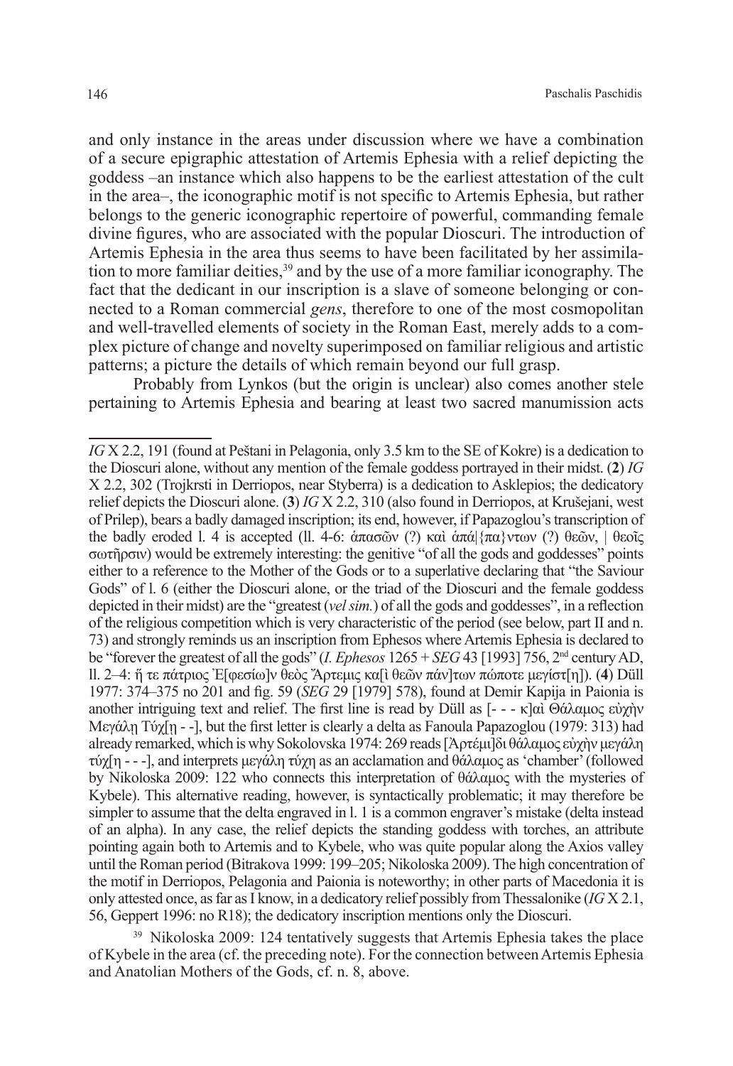and only instance in the areas under discussion where we have a combination of a secure epigraphic attestation of Artemis Ephesia with a relief depicting the goddess –an instance which also happens to be the earliest attestation of the cult in the area–, the iconographic motif is not specific to Artemis Ephesia, but rather belongs to the generic iconographic repertoire of powerful, commanding female divine figures, who are associated with the popular Dioscuri. The introduction of Artemis Ephesia in the area thus seems to have been facilitated by her assimilation to more familiar deities,[39] and by the use of a more familiar iconography. The fact that the dedicant in our inscription is a slave of someone belonging or connected to a Roman commercial *gens*, therefore to one of the most cosmopolitan and well-travelled elements of society in the Roman East, merely adds to a complex picture of change and novelty superimposed on familiar religious and artistic patterns; a picture the details of which remain beyond our full grasp.

Probably from Lynkos (but the origin is unclear) also comes another stele pertaining to Artemis Ephesia and bearing at least two sacred manumission acts

---

*IG* X 2.2, 191 (found at Peštani in Pelagonia, only 3.5 km to the SE of Kokre) is a dedication to the Dioscuri alone, without any mention of the female goddess portrayed in their midst. (**2**) *IG* X 2.2, 302 (Trojkrsti in Derriopos, near Styberra) is a dedication to Asklepios; the dedicatory relief depicts the Dioscuri alone. (**3**) *IG* X 2.2, 310 (also found in Derriopos, at Krušejani, west of Prilep), bears a badly damaged inscription; its end, however, if Papazoglou's transcription of the badly eroded l. 4 is accepted (ll. 4-6: ἀπασῶν (?) καὶ ἁπά|{πα}ντων (?) θεῶν, | θεοῖς σωτῆρσιν) would be extremely interesting: the genitive "of all the gods and goddesses" points either to a reference to the Mother of the Gods or to a superlative declaring that "the Saviour Gods" of l. 6 (either the Dioscuri alone, or the triad of the Dioscuri and the female goddess depicted in their midst) are the "greatest (*vel sim.*) of all the gods and goddesses", in a reflection of the religious competition which is very characteristic of the period (see below, part II and n. 73) and strongly reminds us an inscription from Ephesos where Artemis Ephesia is declared to be "forever the greatest of all the gods" (*I. Ephesos* 1265 + *SEG* 43 [1993] 756, 2nd century AD, ll. 2–4: ἥ τε πάτριος Ἐ[φεσίω]ν θεὸς Ἄρτεμις κα[ὶ θεῶν πάν]των πώποτε μεγίστ[η]). (**4**) Düll 1977: 374–375 no 201 and fig. 59 (*SEG* 29 [1979] 578), found at Demir Kapija in Paionia is another intriguing text and relief. The first line is read by Düll as [- - - κ]αὶ Θάλαμος εὐχὴν Μεγάλη Τύχ[η - -], but the first letter is clearly a delta as Fanoula Papazoglou (1979: 313) had already remarked, which is why Sokolovska 1974: 269 reads [Ἀρτέμι]δι θάλαμος εὐχὴν μεγάλη τύχ[η - - -], and interprets μεγάλη τύχη as an acclamation and θάλαμος as 'chamber' (followed by Nikoloska 2009: 122 who connects this interpretation of θάλαμος with the mysteries of Kybele). This alternative reading, however, is syntactically problematic; it may therefore be simpler to assume that the delta engraved in l. 1 is a common engraver's mistake (delta instead of an alpha). In any case, the relief depicts the standing goddess with torches, an attribute pointing again both to Artemis and to Kybele, who was quite popular along the Axios valley until the Roman period (Bitrakova 1999: 199–205; Nikoloska 2009). The high concentration of the motif in Derriopos, Pelagonia and Paionia is noteworthy; in other parts of Macedonia it is only attested once, as far as I know, in a dedicatory relief possibly from Thessalonike (*IG* X 2.1, 56, Geppert 1996: no R18); the dedicatory inscription mentions only the Dioscuri.

[39] Nikoloska 2009: 124 tentatively suggests that Artemis Ephesia takes the place of Kybele in the area (cf. the preceding note). For the connection between Artemis Ephesia and Anatolian Mothers of the Gods, cf. n. 8, above.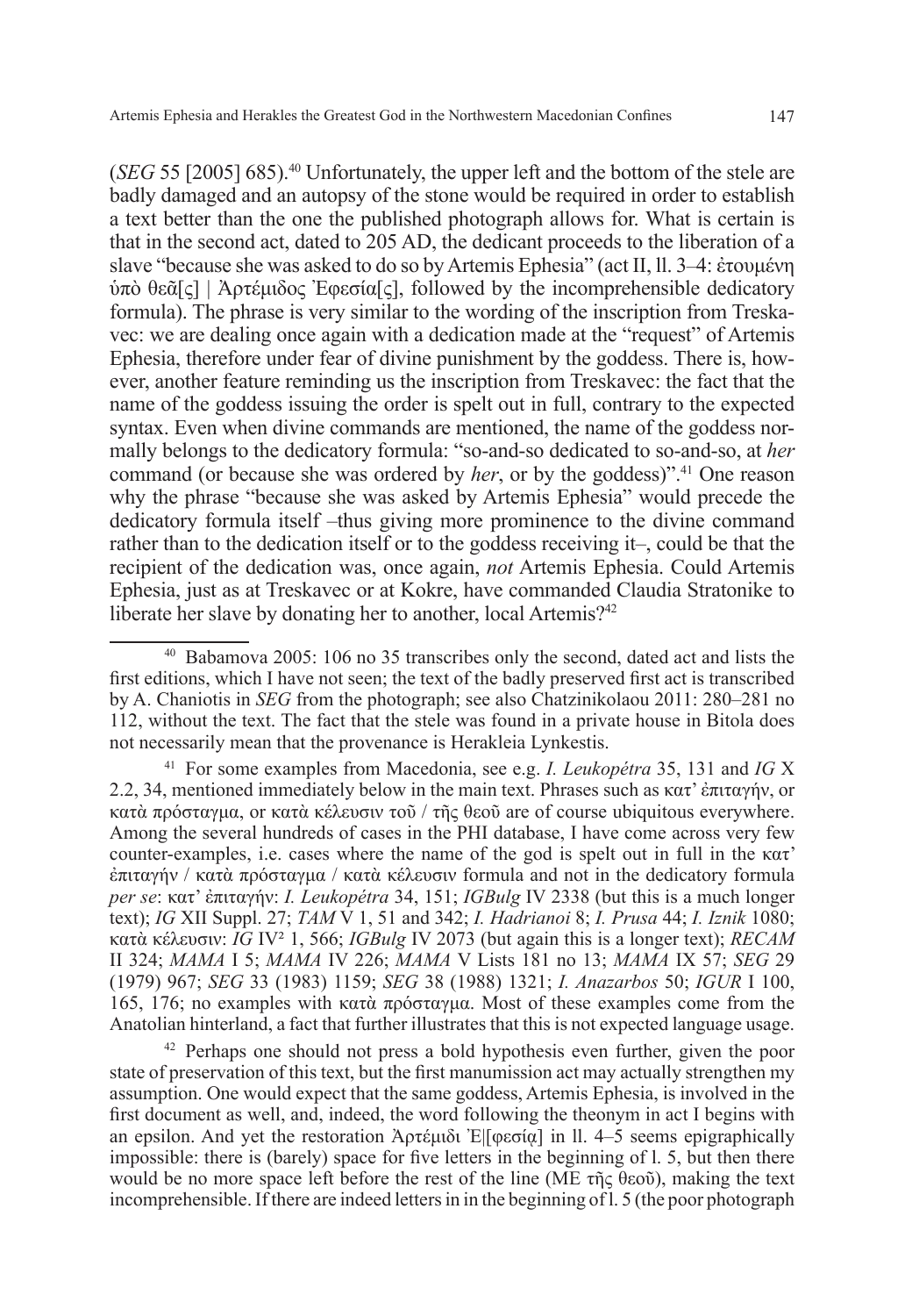(*SEG* 55 [2005] 685).[40] Unfortunately, the upper left and the bottom of the stele are badly damaged and an autopsy of the stone would be required in order to establish a text better than the one the published photograph allows for. What is certain is that in the second act, dated to 205 AD, the dedicant proceeds to the liberation of a slave "because she was asked to do so by Artemis Ephesia" (act II, ll. 3–4: ἐτουμένη ὑπὸ θεᾶ[ς] | Ἀρτέμιδος Ἐφεσία[ς], followed by the incomprehensible dedicatory formula). The phrase is very similar to the wording of the inscription from Treskavec: we are dealing once again with a dedication made at the "request" of Artemis Ephesia, therefore under fear of divine punishment by the goddess. There is, however, another feature reminding us the inscription from Treskavec: the fact that the name of the goddess issuing the order is spelt out in full, contrary to the expected syntax. Even when divine commands are mentioned, the name of the goddess normally belongs to the dedicatory formula: "so-and-so dedicated to so-and-so, at *her* command (or because she was ordered by *her*, or by the goddess)".[41] One reason why the phrase "because she was asked by Artemis Ephesia" would precede the dedicatory formula itself –thus giving more prominence to the divine command rather than to the dedication itself or to the goddess receiving it–, could be that the recipient of the dedication was, once again, *not* Artemis Ephesia. Could Artemis Ephesia, just as at Treskavec or at Kokre, have commanded Claudia Stratonike to liberate her slave by donating her to another, local Artemis?[42]

---

[40] Babamova 2005: 106 no 35 transcribes only the second, dated act and lists the first editions, which I have not seen; the text of the badly preserved first act is transcribed by A. Chaniotis in *SEG* from the photograph; see also Chatzinikolaou 2011: 280–281 no 112, without the text. The fact that the stele was found in a private house in Bitola does not necessarily mean that the provenance is Herakleia Lynkestis.

[41] For some examples from Macedonia, see e.g. *I. Leukopétra* 35, 131 and *IG* X 2.2, 34, mentioned immediately below in the main text. Phrases such as κατ' ἐπιταγήν, or κατὰ πρόσταγμα, or κατὰ κέλευσιν τοῦ / τῆς θεοῦ are of course ubiquitous everywhere. Among the several hundreds of cases in the PHI database, I have come across very few counter-examples, i.e. cases where the name of the god is spelt out in full in the κατ' ἐπιταγήν / κατὰ πρόσταγμα / κατὰ κέλευσιν formula and not in the dedicatory formula *per se*: κατ' ἐπιταγήν: *I. Leukopétra* 34, 151; *IGBulg* IV 2338 (but this is a much longer text); *IG* XII Suppl. 27; *TAM* V 1, 51 and 342; *I. Hadrianoi* 8; *I. Prusa* 44; *I. Iznik* 1080; κατὰ κέλευσιν: *IG* IV² 1, 566; *IGBulg* IV 2073 (but again this is a longer text); *RECAM* II 324; *MAMA* I 5; *MAMA* IV 226; *MAMA* V Lists 181 no 13; *MAMA* IX 57; *SEG* 29 (1979) 967; *SEG* 33 (1983) 1159; *SEG* 38 (1988) 1321; *I. Anazarbos* 50; *IGUR* I 100, 165, 176; no examples with κατὰ πρόσταγμα. Most of these examples come from the Anatolian hinterland, a fact that further illustrates that this is not expected language usage.

[42] Perhaps one should not press a bold hypothesis even further, given the poor state of preservation of this text, but the first manumission act may actually strengthen my assumption. One would expect that the same goddess, Artemis Ephesia, is involved in the first document as well, and, indeed, the word following the theonym in act I begins with an epsilon. And yet the restoration Ἀρτέμιδι Ἐ|[φεσίᾳ] in ll. 4–5 seems epigraphically impossible: there is (barely) space for five letters in the beginning of l. 5, but then there would be no more space left before the rest of the line (ΜΕ τῆς θεοῦ), making the text incomprehensible. If there are indeed letters in in the beginning of l. 5 (the poor photograph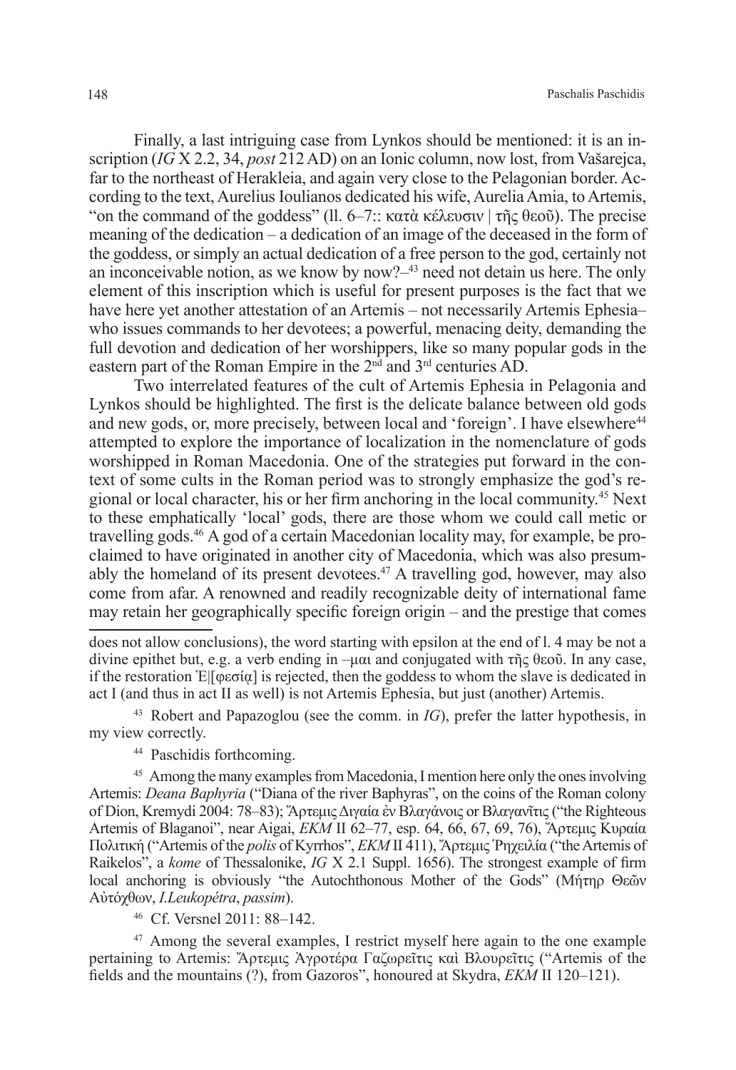Finally, a last intriguing case from Lynkos should be mentioned: it is an inscription (*IG* X 2.2, 34, *post* 212 AD) on an Ionic column, now lost, from Vašarejca, far to the northeast of Herakleia, and again very close to the Pelagonian border. According to the text, Aurelius Ioulianos dedicated his wife, Aurelia Amia, to Artemis, "on the command of the goddess" (ll. 6–7:: κατὰ κέλευσιν | τῆς θεοῦ). The precise meaning of the dedication – a dedication of an image of the deceased in the form of the goddess, or simply an actual dedication of a free person to the god, certainly not an inconceivable notion, as we know by now?–[43] need not detain us here. The only element of this inscription which is useful for present purposes is the fact that we have here yet another attestation of an Artemis – not necessarily Artemis Ephesia– who issues commands to her devotees; a powerful, menacing deity, demanding the full devotion and dedication of her worshippers, like so many popular gods in the eastern part of the Roman Empire in the 2nd and 3rd centuries AD.

Two interrelated features of the cult of Artemis Ephesia in Pelagonia and Lynkos should be highlighted. The first is the delicate balance between old gods and new gods, or, more precisely, between local and 'foreign'. I have elsewhere[44] attempted to explore the importance of localization in the nomenclature of gods worshipped in Roman Macedonia. One of the strategies put forward in the context of some cults in the Roman period was to strongly emphasize the god's regional or local character, his or her firm anchoring in the local community.[45] Next to these emphatically 'local' gods, there are those whom we could call metic or travelling gods.[46] A god of a certain Macedonian locality may, for example, be proclaimed to have originated in another city of Macedonia, which was also presumably the homeland of its present devotees.[47] A travelling god, however, may also come from afar. A renowned and readily recognizable deity of international fame may retain her geographically specific foreign origin – and the prestige that comes

---

does not allow conclusions), the word starting with epsilon at the end of l. 4 may be not a divine epithet but, e.g. a verb ending in –μαι and conjugated with τῆς θεοῦ. In any case, if the restoration Ἐ|[φεσία] is rejected, then the goddess to whom the slave is dedicated in act I (and thus in act II as well) is not Artemis Ephesia, but just (another) Artemis.

[43] Robert and Papazoglou (see the comm. in *IG*), prefer the latter hypothesis, in my view correctly.

[44] Paschidis forthcoming.

[45] Among the many examples from Macedonia, I mention here only the ones involving Artemis: *Deana Baphyria* ("Diana of the river Baphyras", on the coins of the Roman colony of Dion, Kremydi 2004: 78–83); Ἄρτεμις Διγαία ἐν Βλαγάνοις or Βλαγανῖτις ("the Righteous Artemis of Blaganoi", near Aigai, *EKM* II 62–77, esp. 64, 66, 67, 69, 76), Ἄρτεμις Κυραία Πολιτική ("Artemis of the *polis* of Kyrrhos", *EKM* II 411), Ἄρτεμις Ῥηχειλία ("the Artemis of Raikelos", a *kome* of Thessalonike, *IG* X 2.1 Suppl. 1656). The strongest example of firm local anchoring is obviously "the Autochthonous Mother of the Gods" (Μήτηρ Θεῶν Αὐτόχθων, *I.Leukopétra*, *passim*).

[46] Cf. Versnel 2011: 88–142.

[47] Among the several examples, I restrict myself here again to the one example pertaining to Artemis: Ἄρτεμις Ἀγροτέρα Γαζωρεῖτις καὶ Βλουρεῖτις ("Artemis of the fields and the mountains (?), from Gazoros", honoured at Skydra, *EKM* II 120–121).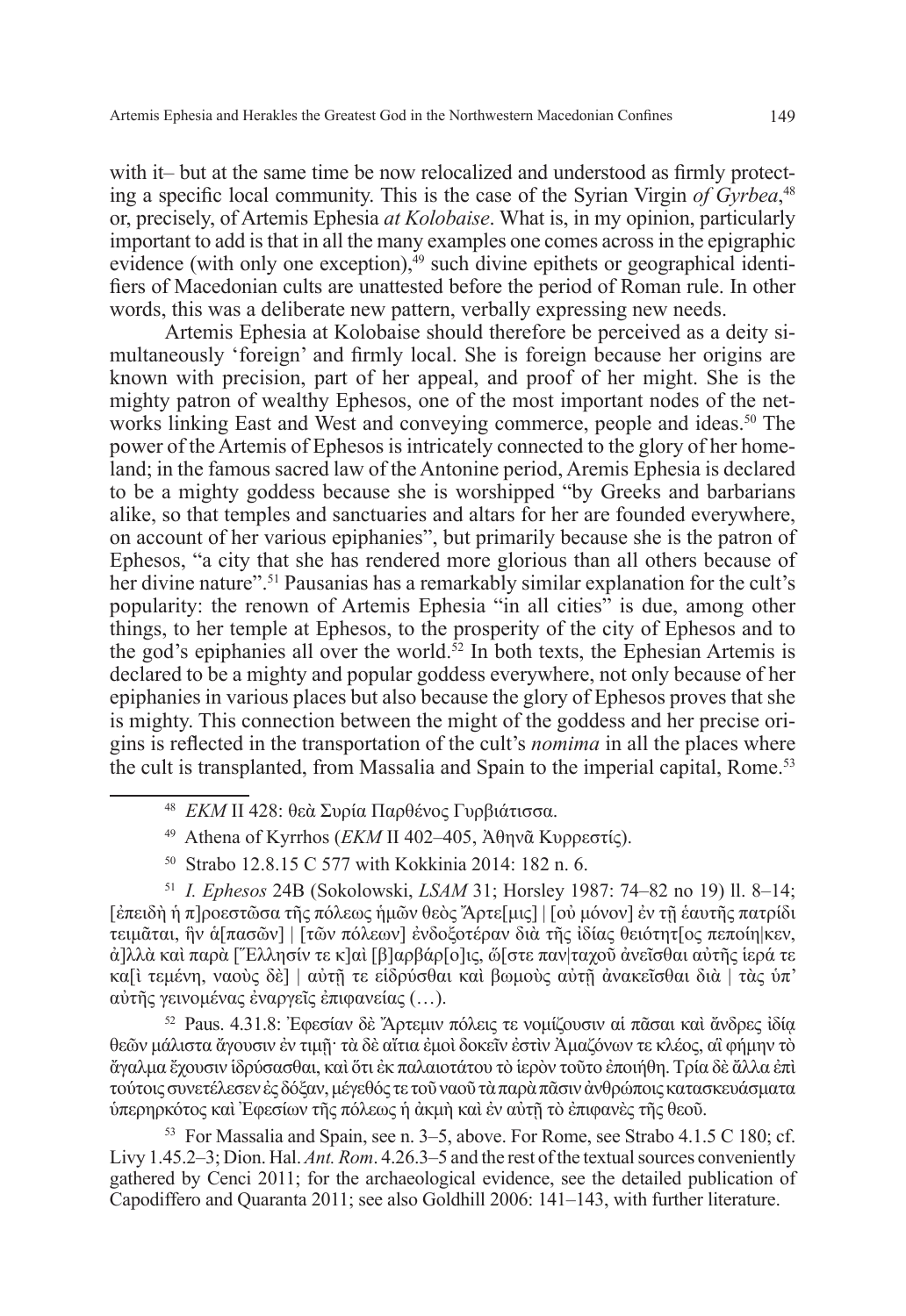with it– but at the same time be now relocalized and understood as firmly protecting a specific local community. This is the case of the Syrian Virgin *of Gyrbea*,[48] or, precisely, of Artemis Ephesia *at Kolobaise*. What is, in my opinion, particularly important to add is that in all the many examples one comes across in the epigraphic evidence (with only one exception),[49] such divine epithets or geographical identifiers of Macedonian cults are unattested before the period of Roman rule. In other words, this was a deliberate new pattern, verbally expressing new needs.

Artemis Ephesia at Kolobaise should therefore be perceived as a deity simultaneously 'foreign' and firmly local. She is foreign because her origins are known with precision, part of her appeal, and proof of her might. She is the mighty patron of wealthy Ephesos, one of the most important nodes of the networks linking East and West and conveying commerce, people and ideas.[50] The power of the Artemis of Ephesos is intricately connected to the glory of her homeland; in the famous sacred law of the Antonine period, Aremis Ephesia is declared to be a mighty goddess because she is worshipped "by Greeks and barbarians alike, so that temples and sanctuaries and altars for her are founded everywhere, on account of her various epiphanies", but primarily because she is the patron of Ephesos, "a city that she has rendered more glorious than all others because of her divine nature".[51] Pausanias has a remarkably similar explanation for the cult's popularity: the renown of Artemis Ephesia "in all cities" is due, among other things, to her temple at Ephesos, to the prosperity of the city of Ephesos and to the god's epiphanies all over the world.[52] In both texts, the Ephesian Artemis is declared to be a mighty and popular goddess everywhere, not only because of her epiphanies in various places but also because the glory of Ephesos proves that she is mighty. This connection between the might of the goddess and her precise origins is reflected in the transportation of the cult's *nomima* in all the places where the cult is transplanted, from Massalia and Spain to the imperial capital, Rome.[53]

---

[48] *EKM* II 428: θεὰ Συρία Παρθένος Γυρβιάτισσα.

[49] Athena of Kyrrhos (*EKM* II 402–405, Ἀθηνᾶ Κυρρεστίς).

[50] Strabo 12.8.15 C 577 with Kokkinia 2014: 182 n. 6.

[51] *I. Ephesos* 24B (Sokolowski, *LSAM* 31; Horsley 1987: 74–82 no 19) ll. 8–14; [ἐπειδὴ ἡ π]ροεστῶσα τῆς πόλεως ἡμῶν θεὸς Ἄρτε[μις] | [οὐ μόνον] ἐν τῇ ἑαυτῆς πατρίδι τειμᾶται, ἣν ἁ[πασῶν] | [τῶν πόλεων] ἐνδοξοτέραν διὰ τῆς ἰδίας θειότητ[ος πεποίη|κεν, ἀ]λλὰ καὶ παρὰ [Ἕλλησίν τε κ]αὶ [β]αρβάρ[ο]ις, ὥ[στε παν|ταχοῦ ἀνεῖσθαι αὐτῆς ἱερά τε κα[ὶ τεμένη, ναοὺς δὲ] | αὐτῇ τε εἱδρύσθαι καὶ βωμοὺς αὐτῇ ἀνακεῖσθαι διὰ | τὰς ὑπ' αὐτῆς γεινομένας ἐναργεῖς ἐπιφανείας (…).

[52] Paus. 4.31.8: Ἐφεσίαν δὲ Ἄρτεμιν πόλεις τε νομίζουσιν αἱ πᾶσαι καὶ ἄνδρες ἰδίᾳ θεῶν μάλιστα ἄγουσιν ἐν τιμῇ· τὰ δὲ αἴτια ἐμοὶ δοκεῖν ἐστιν Ἀμαζόνων τε κλέος, αἳ φήμην τὸ ἄγαλμα ἔχουσιν ἱδρύσασθαι, καὶ ὅτι ἐκ παλαιοτάτου τὸ ἱερὸν τοῦτο ἐποιήθη. Τρία δὲ ἄλλα ἐπὶ τούτοις συνετέλεσεν ἐς δόξαν, μέγεθός τε τοῦ ναοῦ τὰ παρὰ πᾶσιν ἀνθρώποις κατασκευάσματα ὑπερηρκότος καὶ Ἐφεσίων τῆς πόλεως ἡ ἀκμὴ καὶ ἐν αὐτῇ τὸ ἐπιφανὲς τῆς θεοῦ.

[53] For Massalia and Spain, see n. 3–5, above. For Rome, see Strabo 4.1.5 C 180; cf. Livy 1.45.2–3; Dion. Hal. *Ant. Rom*. 4.26.3–5 and the rest of the textual sources conveniently gathered by Cenci 2011; for the archaeological evidence, see the detailed publication of Capodiffero and Quaranta 2011; see also Goldhill 2006: 141–143, with further literature.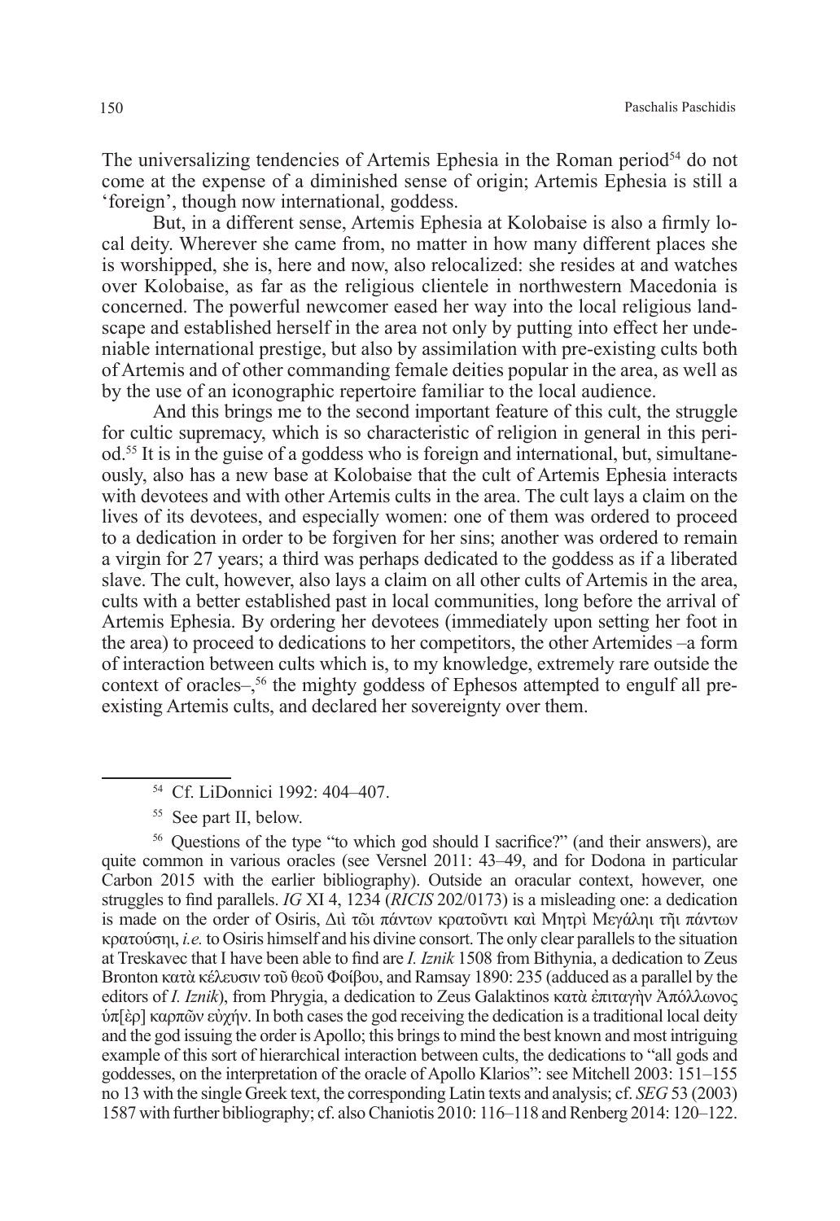The universalizing tendencies of Artemis Ephesia in the Roman period[54] do not come at the expense of a diminished sense of origin; Artemis Ephesia is still a 'foreign', though now international, goddess.

But, in a different sense, Artemis Ephesia at Kolobaise is also a firmly local deity. Wherever she came from, no matter in how many different places she is worshipped, she is, here and now, also relocalized: she resides at and watches over Kolobaise, as far as the religious clientele in northwestern Macedonia is concerned. The powerful newcomer eased her way into the local religious landscape and established herself in the area not only by putting into effect her undeniable international prestige, but also by assimilation with pre-existing cults both of Artemis and of other commanding female deities popular in the area, as well as by the use of an iconographic repertoire familiar to the local audience.

And this brings me to the second important feature of this cult, the struggle for cultic supremacy, which is so characteristic of religion in general in this period.[55] It is in the guise of a goddess who is foreign and international, but, simultaneously, also has a new base at Kolobaise that the cult of Artemis Ephesia interacts with devotees and with other Artemis cults in the area. The cult lays a claim on the lives of its devotees, and especially women: one of them was ordered to proceed to a dedication in order to be forgiven for her sins; another was ordered to remain a virgin for 27 years; a third was perhaps dedicated to the goddess as if a liberated slave. The cult, however, also lays a claim on all other cults of Artemis in the area, cults with a better established past in local communities, long before the arrival of Artemis Ephesia. By ordering her devotees (immediately upon setting her foot in the area) to proceed to dedications to her competitors, the other Artemides –a form of interaction between cults which is, to my knowledge, extremely rare outside the context of oracles–,[56] the mighty goddess of Ephesos attempted to engulf all pre-existing Artemis cults, and declared her sovereignty over them.

---

[54] Cf. LiDonnici 1992: 404–407.

[55] See part II, below.

[56] Questions of the type "to which god should I sacrifice?" (and their answers), are quite common in various oracles (see Versnel 2011: 43–49, and for Dodona in particular Carbon 2015 with the earlier bibliography). Outside an oracular context, however, one struggles to find parallels. *IG* XI 4, 1234 (*RICIS* 202/0173) is a misleading one: a dedication is made on the order of Osiris, Διὶ τῶι πάντων κρατοῦντι καὶ Μητρὶ Μεγάληι τῆι πάντων κρατούσηι, *i.e.* to Osiris himself and his divine consort. The only clear parallels to the situation at Treskavec that I have been able to find are *I. Iznik* 1508 from Bithynia, a dedication to Zeus Bronton κατὰ κέλευσιν τοῦ θεοῦ Φοίβου, and Ramsay 1890: 235 (adduced as a parallel by the editors of *I. Iznik*), from Phrygia, a dedication to Zeus Galaktinos κατὰ ἐπιταγὴν Ἀπόλλωνος ὑπ[ὲρ] καρπῶν εὐχήν. In both cases the god receiving the dedication is a traditional local deity and the god issuing the order is Apollo; this brings to mind the best known and most intriguing example of this sort of hierarchical interaction between cults, the dedications to "all gods and goddesses, on the interpretation of the oracle of Apollo Klarios": see Mitchell 2003: 151–155 no 13 with the single Greek text, the corresponding Latin texts and analysis; cf. *SEG* 53 (2003) 1587 with further bibliography; cf. also Chaniotis 2010: 116–118 and Renberg 2014: 120–122.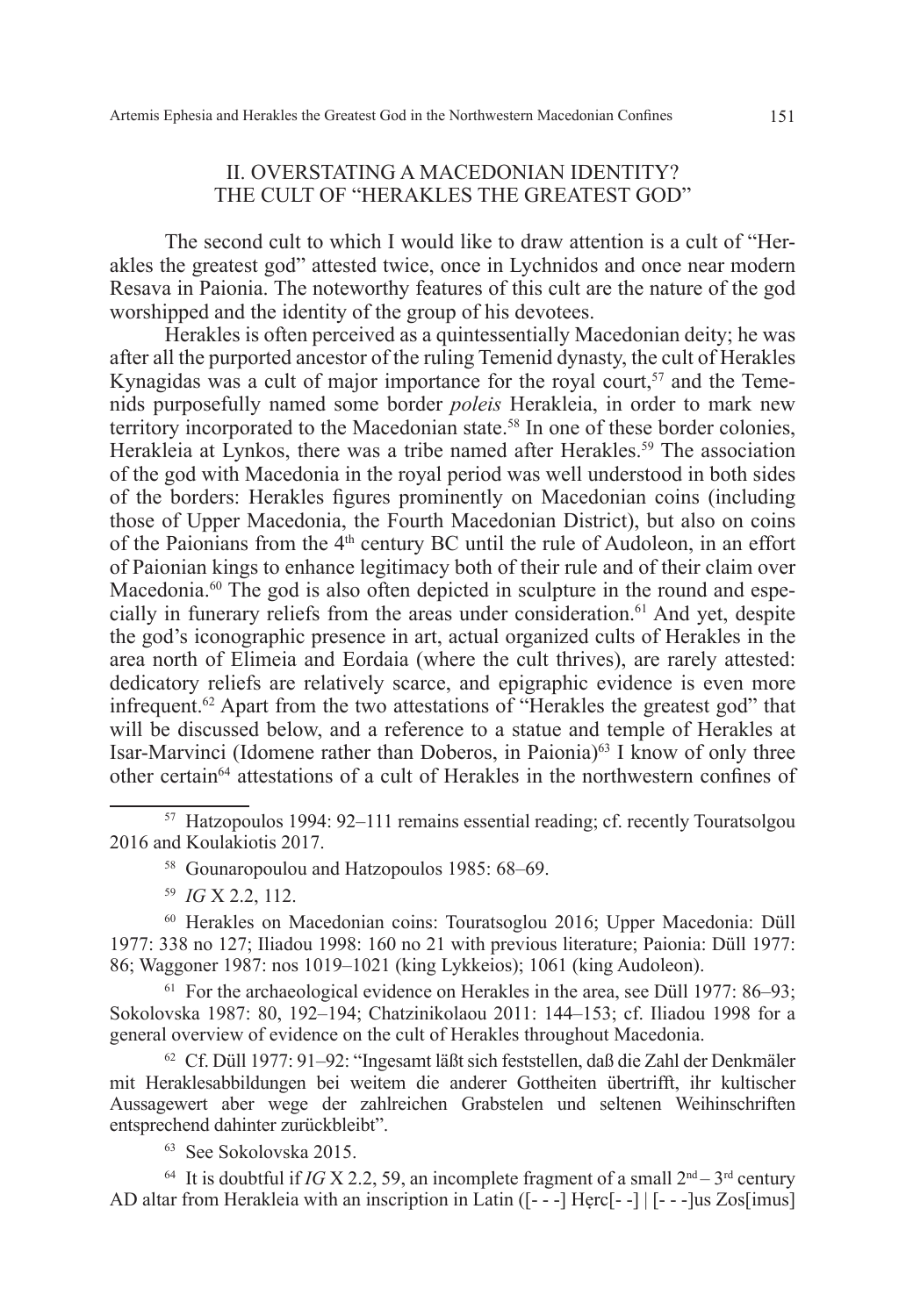## II. OVERSTATING A MACEDONIAN IDENTITY? THE CULT OF "HERAKLES THE GREATEST GOD"

The second cult to which I would like to draw attention is a cult of "Herakles the greatest god" attested twice, once in Lychnidos and once near modern Resava in Paionia. The noteworthy features of this cult are the nature of the god worshipped and the identity of the group of his devotees.

Herakles is often perceived as a quintessentially Macedonian deity; he was after all the purported ancestor of the ruling Temenid dynasty, the cult of Herakles Kynagidas was a cult of major importance for the royal court,[57] and the Temenids purposefully named some border *poleis* Herakleia, in order to mark new territory incorporated to the Macedonian state.[58] In one of these border colonies, Herakleia at Lynkos, there was a tribe named after Herakles.[59] The association of the god with Macedonia in the royal period was well understood in both sides of the borders: Herakles figures prominently on Macedonian coins (including those of Upper Macedonia, the Fourth Macedonian District), but also on coins of the Paionians from the 4th century BC until the rule of Audoleon, in an effort of Paionian kings to enhance legitimacy both of their rule and of their claim over Macedonia.[60] The god is also often depicted in sculpture in the round and especially in funerary reliefs from the areas under consideration.[61] And yet, despite the god's iconographic presence in art, actual organized cults of Herakles in the area north of Elimeia and Eordaia (where the cult thrives), are rarely attested: dedicatory reliefs are relatively scarce, and epigraphic evidence is even more infrequent.[62] Apart from the two attestations of "Herakles the greatest god" that will be discussed below, and a reference to a statue and temple of Herakles at Isar-Marvinci (Idomene rather than Doberos, in Paionia)[63] I know of only three other certain[64] attestations of a cult of Herakles in the northwestern confines of

---

[57] Hatzopoulos 1994: 92–111 remains essential reading; cf. recently Touratsolgou 2016 and Koulakiotis 2017.

[58] Gounaropoulou and Hatzopoulos 1985: 68–69.

[59] *IG* X 2.2, 112.

[60] Herakles on Macedonian coins: Touratsoglou 2016; Upper Macedonia: Düll 1977: 338 no 127; Iliadou 1998: 160 no 21 with previous literature; Paionia: Düll 1977: 86; Waggoner 1987: nos 1019–1021 (king Lykkeios); 1061 (king Audoleon).

[61] For the archaeological evidence on Herakles in the area, see Düll 1977: 86–93; Sokolovska 1987: 80, 192–194; Chatzinikolaou 2011: 144–153; cf. Iliadou 1998 for a general overview of evidence on the cult of Herakles throughout Macedonia.

[62] Cf. Düll 1977: 91–92: "Ingesamt läßt sich feststellen, daß die Zahl der Denkmäler mit Heraklesabbildungen bei weitem die anderer Gottheiten übertrifft, ihr kultischer Aussagewert aber wege der zahlreichen Grabstelen und seltenen Weihinschriften entsprechend dahinter zurückbleibt".

[63] See Sokolovska 2015.

[64] It is doubtful if *IG* X 2.2, 59, an incomplete fragment of a small 2nd – 3rd century AD altar from Herakleia with an inscription in Latin ([- - -] Hẹrc[- -] | [- - -]us Zos[imus]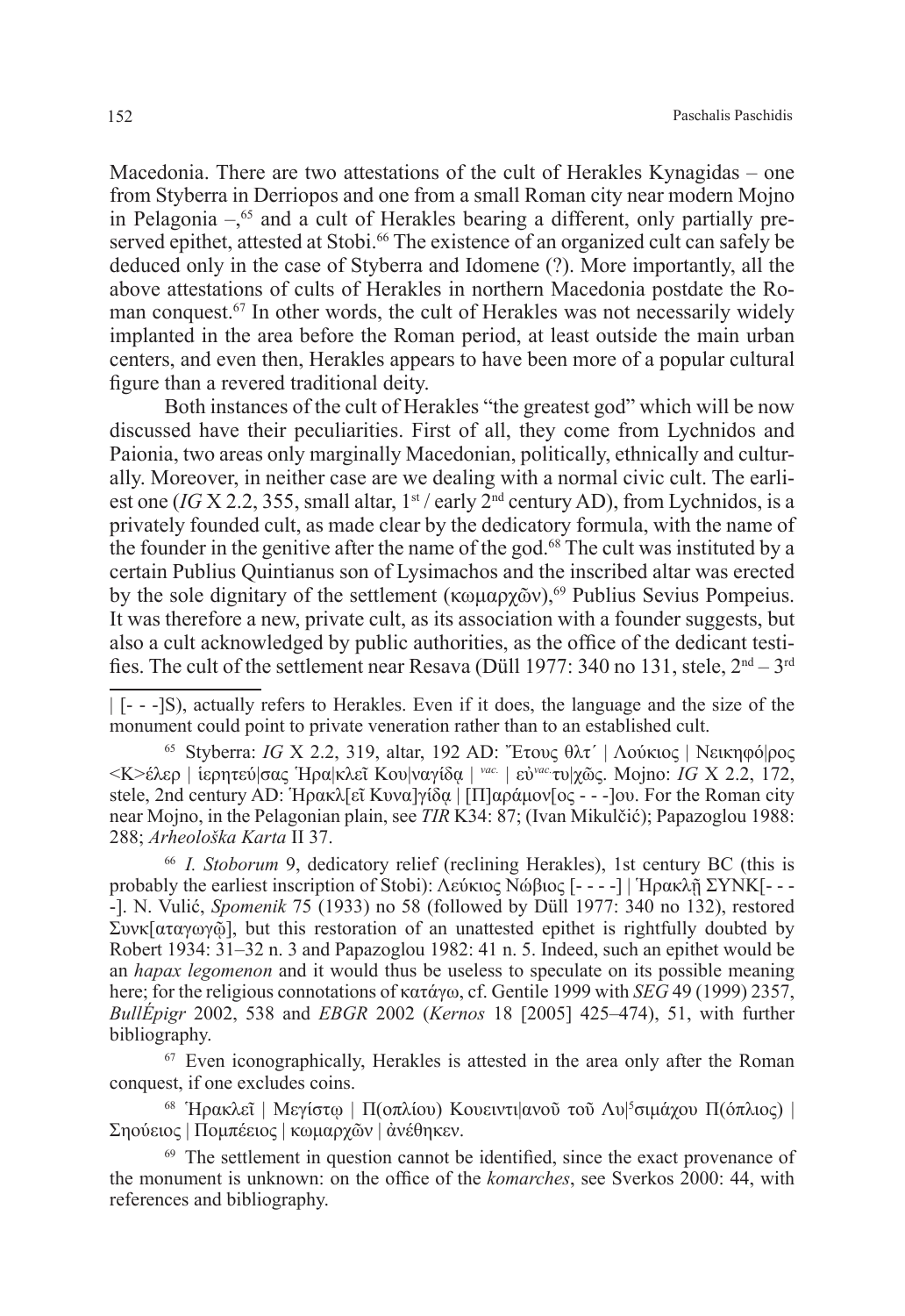Macedonia. There are two attestations of the cult of Herakles Kynagidas – one from Styberra in Derriopos and one from a small Roman city near modern Mojno in Pelagonia –,[65] and a cult of Herakles bearing a different, only partially preserved epithet, attested at Stobi.[66] The existence of an organized cult can safely be deduced only in the case of Styberra and Idomene (?). More importantly, all the above attestations of cults of Herakles in northern Macedonia postdate the Roman conquest.[67] In other words, the cult of Herakles was not necessarily widely implanted in the area before the Roman period, at least outside the main urban centers, and even then, Herakles appears to have been more of a popular cultural figure than a revered traditional deity.

Both instances of the cult of Herakles "the greatest god" which will be now discussed have their peculiarities. First of all, they come from Lychnidos and Paionia, two areas only marginally Macedonian, politically, ethnically and culturally. Moreover, in neither case are we dealing with a normal civic cult. The earliest one (*IG* X 2.2, 355, small altar, 1st / early 2nd century AD), from Lychnidos, is a privately founded cult, as made clear by the dedicatory formula, with the name of the founder in the genitive after the name of the god.[68] The cult was instituted by a certain Publius Quintianus son of Lysimachos and the inscribed altar was erected by the sole dignitary of the settlement (κωμαρχῶν),[69] Publius Sevius Pompeius. It was therefore a new, private cult, as its association with a founder suggests, but also a cult acknowledged by public authorities, as the office of the dedicant testifies. The cult of the settlement near Resava (Düll 1977: 340 no 131, stele, 2nd – 3rd

| [- - -]S), actually refers to Herakles. Even if it does, the language and the size of the monument could point to private veneration rather than to an established cult.

[65] Styberra: *IG* X 2.2, 319, altar, 192 AD: Ἔτους θλτ´ | Λούκιος | Νεικηφό|ρος <K>έλερ | ἱερητεύ|σας Ἡρα|κλεῖ Κου|ναγίδᾳ | *vac.* | εὐ*vac.*τυ|χῶς. Mojno: *IG* X 2.2, 172, stele, 2nd century AD: Ἡρακλ[εῖ Κυνα]γίδᾳ | [Π]αράμον[ος - - -]ου. For the Roman city near Mojno, in the Pelagonian plain, see *TIR* K34: 87; (Ivan Mikulčić); Papazoglou 1988: 288; *Arheološka Karta* II 37.

[66] *I. Stoborum* 9, dedicatory relief (reclining Herakles), 1st century BC (this is probably the earliest inscription of Stobi): Λεύκιος Νώβιος [- - - -] | Ἡρακλῆ ΣΥΝΚ[- - - -]. N. Vulić, *Spomenik* 75 (1933) no 58 (followed by Düll 1977: 340 no 132), restored Συνκ[αταγωγῷ], but this restoration of an unattested epithet is rightfully doubted by Robert 1934: 31–32 n. 3 and Papazoglou 1982: 41 n. 5. Indeed, such an epithet would be an *hapax legomenon* and it would thus be useless to speculate on its possible meaning here; for the religious connotations of κατάγω, cf. Gentile 1999 with *SEG* 49 (1999) 2357, *BullÉpigr* 2002, 538 and *EBGR* 2002 (*Kernos* 18 [2005] 425–474), 51, with further bibliography.

[67] Even iconographically, Herakles is attested in the area only after the Roman conquest, if one excludes coins.

[68] Ἡρακλεῖ | Μεγίστῳ | Π(οπλίου) Κουειντι|ανοῦ τοῦ Λυ|[5]σιμάχου Π(όπλιος) | Σηούειος | Πομπέειος | κωμαρχῶν | ἀνέθηκεν.

[69] The settlement in question cannot be identified, since the exact provenance of the monument is unknown: on the office of the *komarches*, see Sverkos 2000: 44, with references and bibliography.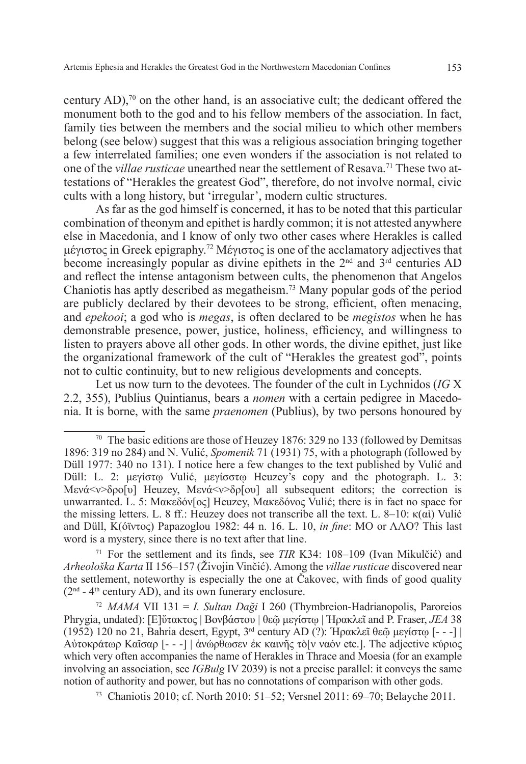century AD),[70] on the other hand, is an associative cult; the dedicant offered the monument both to the god and to his fellow members of the association. In fact, family ties between the members and the social milieu to which other members belong (see below) suggest that this was a religious association bringing together a few interrelated families; one even wonders if the association is not related to one of the *villae rusticae* unearthed near the settlement of Resava.[71] These two attestations of "Herakles the greatest God", therefore, do not involve normal, civic cults with a long history, but 'irregular', modern cultic structures.

As far as the god himself is concerned, it has to be noted that this particular combination of theonym and epithet is hardly common; it is not attested anywhere else in Macedonia, and I know of only two other cases where Herakles is called μέγιστος in Greek epigraphy.[72] Μέγιστος is one of the acclamatory adjectives that become increasingly popular as divine epithets in the 2nd and 3rd centuries AD and reflect the intense antagonism between cults, the phenomenon that Angelos Chaniotis has aptly described as megatheism.[73] Many popular gods of the period are publicly declared by their devotees to be strong, efficient, often menacing, and *epekooi*; a god who is *megas*, is often declared to be *megistos* when he has demonstrable presence, power, justice, holiness, efficiency, and willingness to listen to prayers above all other gods. In other words, the divine epithet, just like the organizational framework of the cult of "Herakles the greatest god", points not to cultic continuity, but to new religious developments and concepts.

Let us now turn to the devotees. The founder of the cult in Lychnidos (*IG* X 2.2, 355), Publius Quintianus, bears a *nomen* with a certain pedigree in Macedonia. It is borne, with the same *praenomen* (Publius), by two persons honoured by

---

[70] The basic editions are those of Heuzey 1876: 329 no 133 (followed by Demitsas 1896: 319 no 284) and N. Vulić, *Spomenik* 71 (1931) 75, with a photograph (followed by Düll 1977: 340 no 131). I notice here a few changes to the text published by Vulić and Düll: L. 2: μεγίστῳ Vulić, μεγίσστῳ Heuzey's copy and the photograph. L. 3: Μενά<ν>δρο[υ] Heuzey, Μενά<ν>δρ[ου] all subsequent editors; the correction is unwarranted. L. 5: Μακεδόν[ος] Heuzey, Μακεδόνος Vulić; there is in fact no space for the missing letters. L. 8 ff.: Heuzey does not transcribe all the text. L. 8–10: κ(αὶ) Vulić and Düll, Κ(όϊντος) Papazoglou 1982: 44 n. 16. L. 10, *in fine*: ΜΟ or ΛΛΟ? This last word is a mystery, since there is no text after that line.

[71] For the settlement and its finds, see *TIR* K34: 108–109 (Ivan Mikulčić) and *Arheološka Karta* II 156–157 (Živojin Vinčić). Among the *villae rusticae* discovered near the settlement, noteworthy is especially the one at Čakovec, with finds of good quality (2nd - 4th century AD), and its own funerary enclosure.

[72] *MAMA* VII 131 = *I. Sultan Daği* I 260 (Thymbreion-Hadrianopolis, Paroreios Phrygia, undated): [Ε]ὔτακτος | Βονβάστου | θεῷ μεγίστῳ | Ἡρακλεῖ and P. Fraser, *JEA* 38 (1952) 120 no 21, Bahria desert, Egypt, 3rd century AD (?): Ἡρακλεῖ θεῷ μεγίστῳ [- - -] | Αὐτοκράτωρ Καῖσαρ [- - -] | ἀνώρθωσεν ἐκ καινῆς τὸ[ν ναόν etc.]. The adjective κύριος which very often accompanies the name of Herakles in Thrace and Moesia (for an example involving an association, see *IGBulg* IV 2039) is not a precise parallel: it conveys the same notion of authority and power, but has no connotations of comparison with other gods.

[73] Chaniotis 2010; cf. North 2010: 51–52; Versnel 2011: 69–70; Belayche 2011.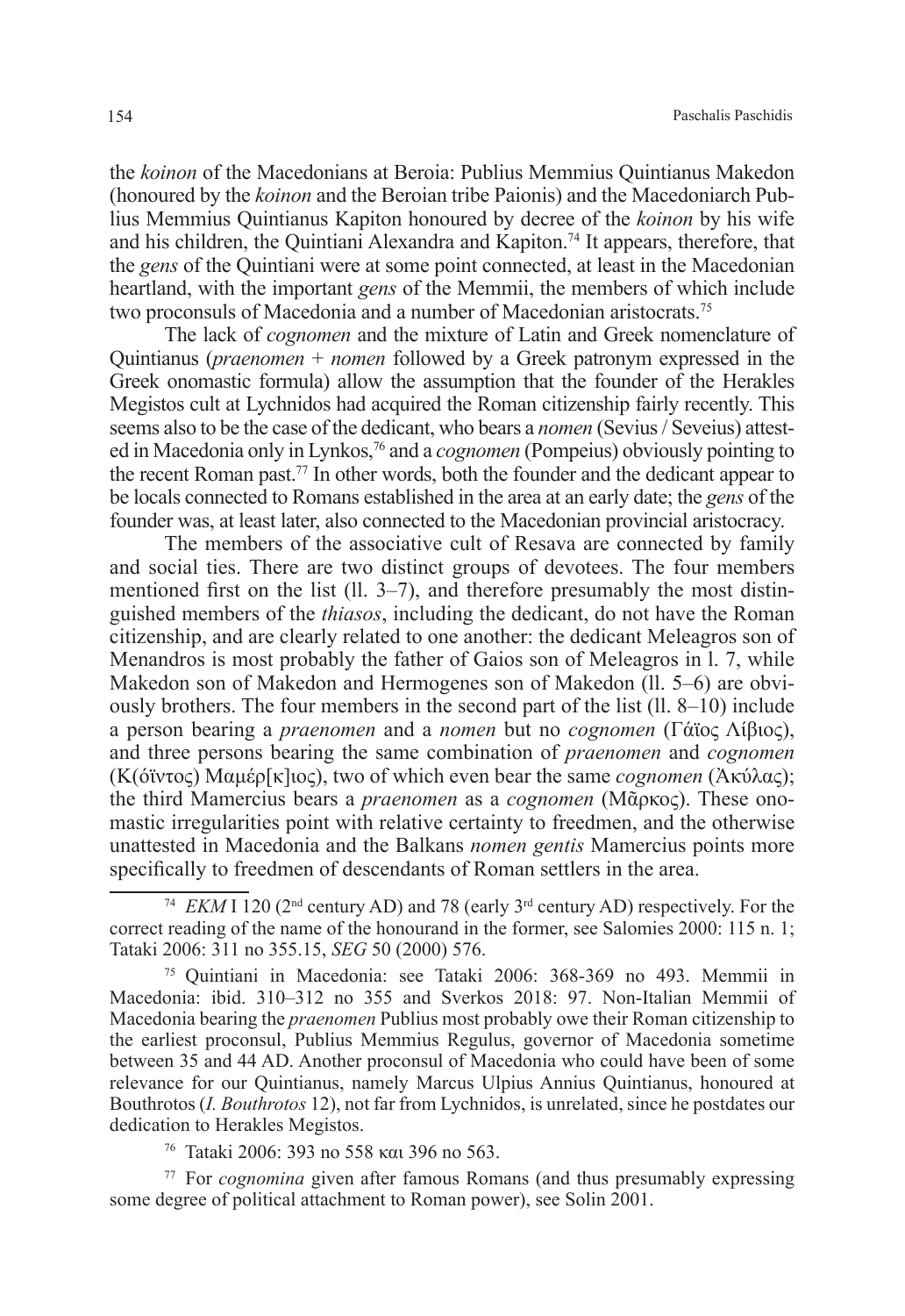the *koinon* of the Macedonians at Beroia: Publius Memmius Quintianus Makedon (honoured by the *koinon* and the Beroian tribe Paionis) and the Macedoniarch Publius Memmius Quintianus Kapiton honoured by decree of the *koinon* by his wife and his children, the Quintiani Alexandra and Kapiton.[74] It appears, therefore, that the *gens* of the Quintiani were at some point connected, at least in the Macedonian heartland, with the important *gens* of the Memmii, the members of which include two proconsuls of Macedonia and a number of Macedonian aristocrats.[75]

The lack of *cognomen* and the mixture of Latin and Greek nomenclature of Quintianus (*praenomen* + *nomen* followed by a Greek patronym expressed in the Greek onomastic formula) allow the assumption that the founder of the Herakles Megistos cult at Lychnidos had acquired the Roman citizenship fairly recently. This seems also to be the case of the dedicant, who bears a *nomen* (Sevius / Seveius) attested in Macedonia only in Lynkos,[76] and a *cognomen* (Pompeius) obviously pointing to the recent Roman past.[77] In other words, both the founder and the dedicant appear to be locals connected to Romans established in the area at an early date; the *gens* of the founder was, at least later, also connected to the Macedonian provincial aristocracy.

The members of the associative cult of Resava are connected by family and social ties. There are two distinct groups of devotees. The four members mentioned first on the list (ll. 3–7), and therefore presumably the most distinguished members of the *thiasos*, including the dedicant, do not have the Roman citizenship, and are clearly related to one another: the dedicant Meleagros son of Menandros is most probably the father of Gaios son of Meleagros in l. 7, while Makedon son of Makedon and Hermogenes son of Makedon (ll. 5–6) are obviously brothers. The four members in the second part of the list (ll. 8–10) include a person bearing a *praenomen* and a *nomen* but no *cognomen* (Γάϊος Λίβιος), and three persons bearing the same combination of *praenomen* and *cognomen* (Κ(όϊντος) Μαμέρ[κ]ιος), two of which even bear the same *cognomen* (Ἀκύλας); the third Mamercius bears a *praenomen* as a *cognomen* (Μᾶρκος). These onomastic irregularities point with relative certainty to freedmen, and the otherwise unattested in Macedonia and the Balkans *nomen gentis* Mamercius points more specifically to freedmen of descendants of Roman settlers in the area.

---

[74] *EKM* I 120 (2nd century AD) and 78 (early 3rd century AD) respectively. For the correct reading of the name of the honourand in the former, see Salomies 2000: 115 n. 1; Tataki 2006: 311 no 355.15, *SEG* 50 (2000) 576.

[75] Quintiani in Macedonia: see Tataki 2006: 368-369 no 493. Memmii in Macedonia: ibid. 310–312 no 355 and Sverkos 2018: 97. Non-Italian Memmii of Macedonia bearing the *praenomen* Publius most probably owe their Roman citizenship to the earliest proconsul, Publius Memmius Regulus, governor of Macedonia sometime between 35 and 44 AD. Another proconsul of Macedonia who could have been of some relevance for our Quintianus, namely Marcus Ulpius Annius Quintianus, honoured at Bouthrotos (*I. Bouthrotos* 12), not far from Lychnidos, is unrelated, since he postdates our dedication to Herakles Megistos.

[76] Tataki 2006: 393 no 558 και 396 no 563.

[77] For *cognomina* given after famous Romans (and thus presumably expressing some degree of political attachment to Roman power), see Solin 2001.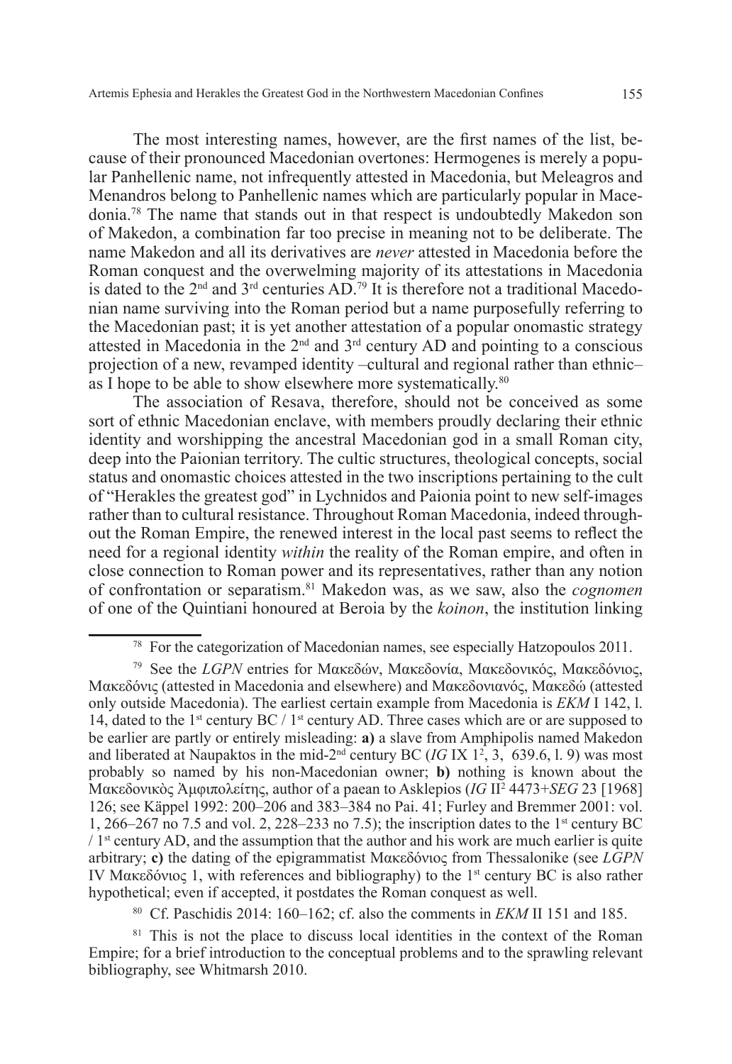The most interesting names, however, are the first names of the list, because of their pronounced Macedonian overtones: Hermogenes is merely a popular Panhellenic name, not infrequently attested in Macedonia, but Meleagros and Menandros belong to Panhellenic names which are particularly popular in Macedonia.[78] The name that stands out in that respect is undoubtedly Makedon son of Makedon, a combination far too precise in meaning not to be deliberate. The name Makedon and all its derivatives are *never* attested in Macedonia before the Roman conquest and the overwelming majority of its attestations in Macedonia is dated to the 2nd and 3rd centuries AD.[79] It is therefore not a traditional Macedonian name surviving into the Roman period but a name purposefully referring to the Macedonian past; it is yet another attestation of a popular onomastic strategy attested in Macedonia in the 2nd and 3rd century AD and pointing to a conscious projection of a new, revamped identity –cultural and regional rather than ethnic– as I hope to be able to show elsewhere more systematically.[80]

The association of Resava, therefore, should not be conceived as some sort of ethnic Macedonian enclave, with members proudly declaring their ethnic identity and worshipping the ancestral Macedonian god in a small Roman city, deep into the Paionian territory. The cultic structures, theological concepts, social status and onomastic choices attested in the two inscriptions pertaining to the cult of "Herakles the greatest god" in Lychnidos and Paionia point to new self-images rather than to cultural resistance. Throughout Roman Macedonia, indeed throughout the Roman Empire, the renewed interest in the local past seems to reflect the need for a regional identity *within* the reality of the Roman empire, and often in close connection to Roman power and its representatives, rather than any notion of confrontation or separatism.[81] Makedon was, as we saw, also the *cognomen* of one of the Quintiani honoured at Beroia by the *koinon*, the institution linking

---

[78] For the categorization of Macedonian names, see especially Hatzopoulos 2011.

[79] See the *LGPN* entries for Μακεδών, Μακεδονία, Μακεδονικός, Μακεδόνιος, Μακεδόνις (attested in Macedonia and elsewhere) and Μακεδονιανός, Μακεδώ (attested only outside Macedonia). The earliest certain example from Macedonia is *EKM* I 142, l. 14, dated to the 1st century BC / 1st century AD. Three cases which are or are supposed to be earlier are partly or entirely misleading: **a)** a slave from Amphipolis named Makedon and liberated at Naupaktos in the mid-2nd century BC (*IG* IX 1², 3, 639.6, l. 9) was most probably so named by his non-Macedonian owner; **b)** nothing is known about the Μακεδονικὸς Ἀμφιπολείτης, author of a paean to Asklepios (*IG* II² 4473+*SEG* 23 [1968] 126; see Käppel 1992: 200–206 and 383–384 no Pai. 41; Furley and Bremmer 2001: vol. 1, 266–267 no 7.5 and vol. 2, 228–233 no 7.5); the inscription dates to the 1st century BC / 1st century AD, and the assumption that the author and his work are much earlier is quite arbitrary; **c)** the dating of the epigrammatist Μακεδόνιος from Thessalonike (see *LGPN* IV Μακεδόνιος 1, with references and bibliography) to the 1st century BC is also rather hypothetical; even if accepted, it postdates the Roman conquest as well.

[80] Cf. Paschidis 2014: 160–162; cf. also the comments in *EKM* II 151 and 185.

[81] This is not the place to discuss local identities in the context of the Roman Empire; for a brief introduction to the conceptual problems and to the sprawling relevant bibliography, see Whitmarsh 2010.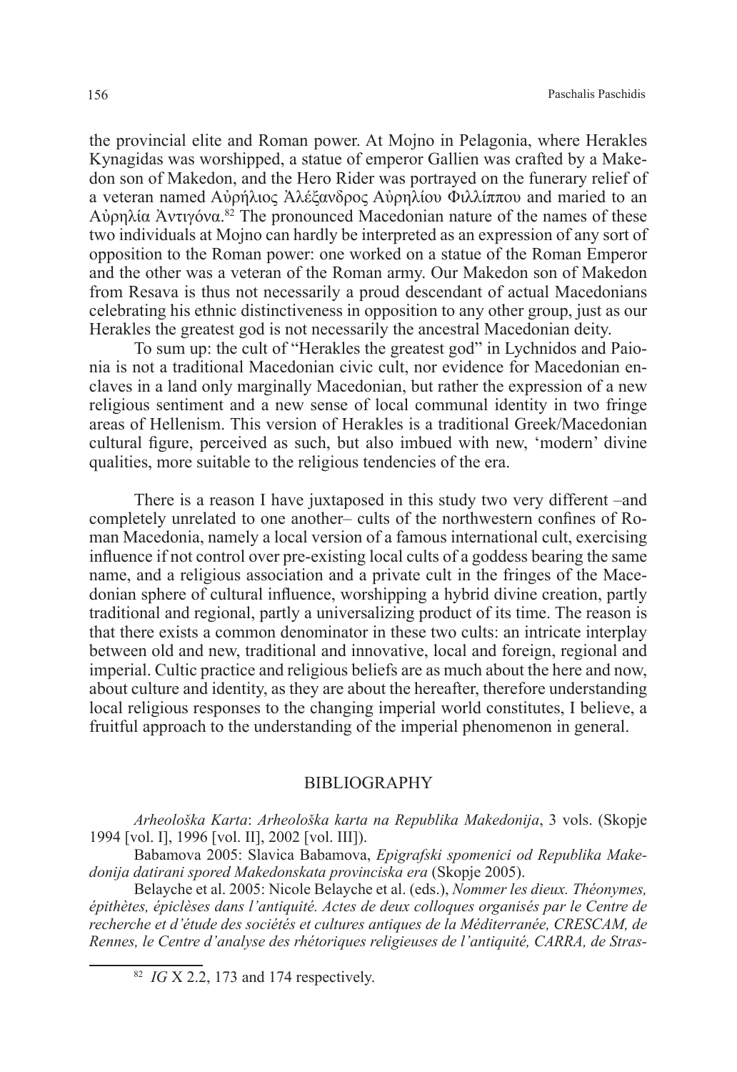the provincial elite and Roman power. At Mojno in Pelagonia, where Herakles Kynagidas was worshipped, a statue of emperor Gallien was crafted by a Makedon son of Makedon, and the Hero Rider was portrayed on the funerary relief of a veteran named Αὐρήλιος Ἀλέξανδρος Αὐρηλίου Φιλλίππου and maried to an Αὐρηλία Ἀντιγόνα.[82] The pronounced Macedonian nature of the names of these two individuals at Mojno can hardly be interpreted as an expression of any sort of opposition to the Roman power: one worked on a statue of the Roman Emperor and the other was a veteran of the Roman army. Our Makedon son of Makedon from Resava is thus not necessarily a proud descendant of actual Macedonians celebrating his ethnic distinctiveness in opposition to any other group, just as our Herakles the greatest god is not necessarily the ancestral Macedonian deity.

To sum up: the cult of "Herakles the greatest god" in Lychnidos and Paionia is not a traditional Macedonian civic cult, nor evidence for Macedonian enclaves in a land only marginally Macedonian, but rather the expression of a new religious sentiment and a new sense of local communal identity in two fringe areas of Hellenism. This version of Herakles is a traditional Greek/Macedonian cultural figure, perceived as such, but also imbued with new, 'modern' divine qualities, more suitable to the religious tendencies of the era.

There is a reason I have juxtaposed in this study two very different –and completely unrelated to one another– cults of the northwestern confines of Roman Macedonia, namely a local version of a famous international cult, exercising influence if not control over pre-existing local cults of a goddess bearing the same name, and a religious association and a private cult in the fringes of the Macedonian sphere of cultural influence, worshipping a hybrid divine creation, partly traditional and regional, partly a universalizing product of its time. The reason is that there exists a common denominator in these two cults: an intricate interplay between old and new, traditional and innovative, local and foreign, regional and imperial. Cultic practice and religious beliefs are as much about the here and now, about culture and identity, as they are about the hereafter, therefore understanding local religious responses to the changing imperial world constitutes, I believe, a fruitful approach to the understanding of the imperial phenomenon in general.

## BIBLIOGRAPHY

*Arheološka Karta*: *Arheološka karta na Republika Makedonija*, 3 vols. (Skopje 1994 [vol. I], 1996 [vol. II], 2002 [vol. III]).

Babamova 2005: Slavica Babamova, *Epigrafski spomenici od Republika Makedonija datirani spored Makedonskata provinciska era* (Skopje 2005).

Belayche et al. 2005: Nicole Belayche et al. (eds.), *Nommer les dieux. Théonymes, épithètes, épiclèses dans l'antiquité. Actes de deux colloques organisés par le Centre de recherche et d'étude des sociétés et cultures antiques de la Méditerranée, CRESCAM, de Rennes, le Centre d'analyse des rhétoriques religieuses de l'antiquité, CARRA, de Stras-*

[82] *IG* X 2.2, 173 and 174 respectively.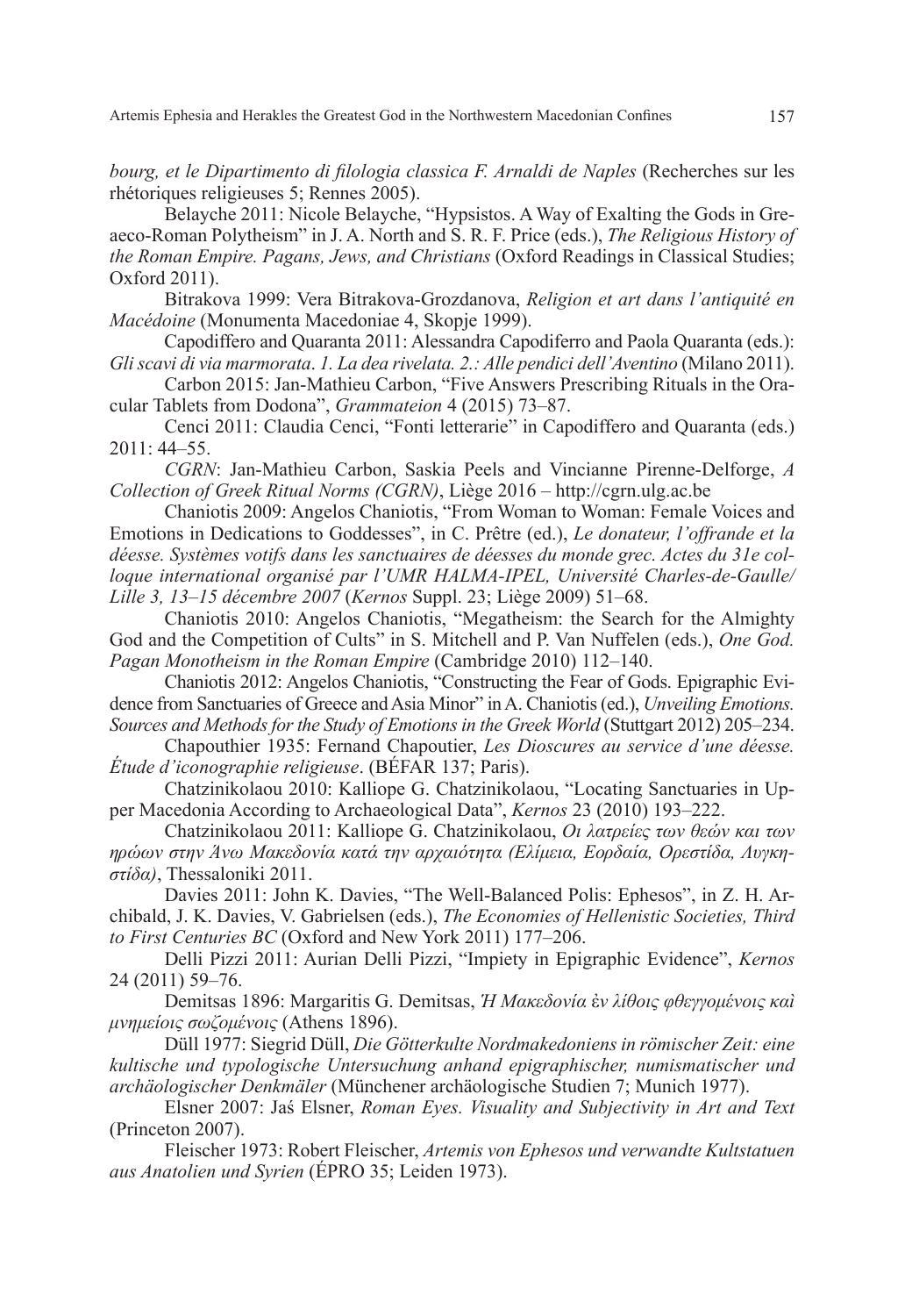*bourg, et le Dipartimento di filologia classica F. Arnaldi de Naples* (Recherches sur les rhétoriques religieuses 5; Rennes 2005).

Belayche 2011: Nicole Belayche, "Hypsistos. A Way of Exalting the Gods in Greaeco-Roman Polytheism" in J. A. North and S. R. F. Price (eds.), *The Religious History of the Roman Empire. Pagans, Jews, and Christians* (Oxford Readings in Classical Studies; Oxford 2011).

Bitrakova 1999: Vera Bitrakova-Grozdanova, *Religion et art dans l'antiquité en Macédoine* (Monumenta Macedoniae 4, Skopje 1999).

Capodiffero and Quaranta 2011: Alessandra Capodiferro and Paola Quaranta (eds.): *Gli scavi di via marmorata. 1. La dea rivelata. 2.: Alle pendici dell'Aventino* (Milano 2011).

Carbon 2015: Jan-Mathieu Carbon, "Five Answers Prescribing Rituals in the Oracular Tablets from Dodona", *Grammateion* 4 (2015) 73–87.

Cenci 2011: Claudia Cenci, "Fonti letterarie" in Capodiffero and Quaranta (eds.) 2011: 44–55.

*CGRN*: Jan-Mathieu Carbon, Saskia Peels and Vincianne Pirenne-Delforge, *A Collection of Greek Ritual Norms (CGRN)*, Liège 2016 – http://cgrn.ulg.ac.be

Chaniotis 2009: Angelos Chaniotis, "From Woman to Woman: Female Voices and Emotions in Dedications to Goddesses", in C. Prêtre (ed.), *Le donateur, l'offrande et la déesse. Systèmes votifs dans les sanctuaires de déesses du monde grec. Actes du 31e colloque international organisé par l'UMR HALMA-IPEL, Université Charles-de-Gaulle/ Lille 3, 13–15 décembre 2007* (*Kernos* Suppl. 23; Liège 2009) 51–68.

Chaniotis 2010: Angelos Chaniotis, "Megatheism: the Search for the Almighty God and the Competition of Cults" in S. Mitchell and P. Van Nuffelen (eds.), *One God. Pagan Monotheism in the Roman Empire* (Cambridge 2010) 112–140.

Chaniotis 2012: Angelos Chaniotis, "Constructing the Fear of Gods. Epigraphic Evidence from Sanctuaries of Greece and Asia Minor" in A. Chaniotis (ed.), *Unveiling Emotions. Sources and Methods for the Study of Emotions in the Greek World* (Stuttgart 2012) 205–234.

Chapouthier 1935: Fernand Chapoutier, *Les Dioscures au service d'une déesse. Étude d'iconographie religieuse*. (BÉFAR 137; Paris).

Chatzinikolaou 2010: Kalliope G. Chatzinikolaou, "Locating Sanctuaries in Upper Macedonia According to Archaeological Data", *Kernos* 23 (2010) 193–222.

Chatzinikolaou 2011: Kalliope G. Chatzinikolaou, *Οι λατρείες των θεών και των ηρώων στην Άνω Μακεδονία κατά την αρχαιότητα (Ελίμεια, Εορδαία, Ορεστίδα, Λυγκηστίδα)*, Thessaloniki 2011.

Davies 2011: John K. Davies, "The Well-Balanced Polis: Ephesos", in Z. H. Archibald, J. K. Davies, V. Gabrielsen (eds.), *The Economies of Hellenistic Societies, Third to First Centuries BC* (Oxford and New York 2011) 177–206.

Delli Pizzi 2011: Aurian Delli Pizzi, "Impiety in Epigraphic Evidence", *Kernos* 24 (2011) 59–76.

Demitsas 1896: Margaritis G. Demitsas, *Ἡ Μακεδονία ἐν λίθοις φθεγγομένοις καὶ μνημείοις σωζομένοις* (Athens 1896).

Düll 1977: Siegrid Düll, *Die Götterkulte Nordmakedoniens in römischer Zeit: eine kultische und typologische Untersuchung anhand epigraphischer, numismatischer und archäologischer Denkmäler* (Münchener archäologische Studien 7; Munich 1977).

Elsner 2007: Jaś Elsner, *Roman Eyes. Visuality and Subjectivity in Art and Text* (Princeton 2007).

Fleischer 1973: Robert Fleischer, *Artemis von Ephesos und verwandte Kultstatuen aus Anatolien und Syrien* (ÉPRO 35; Leiden 1973).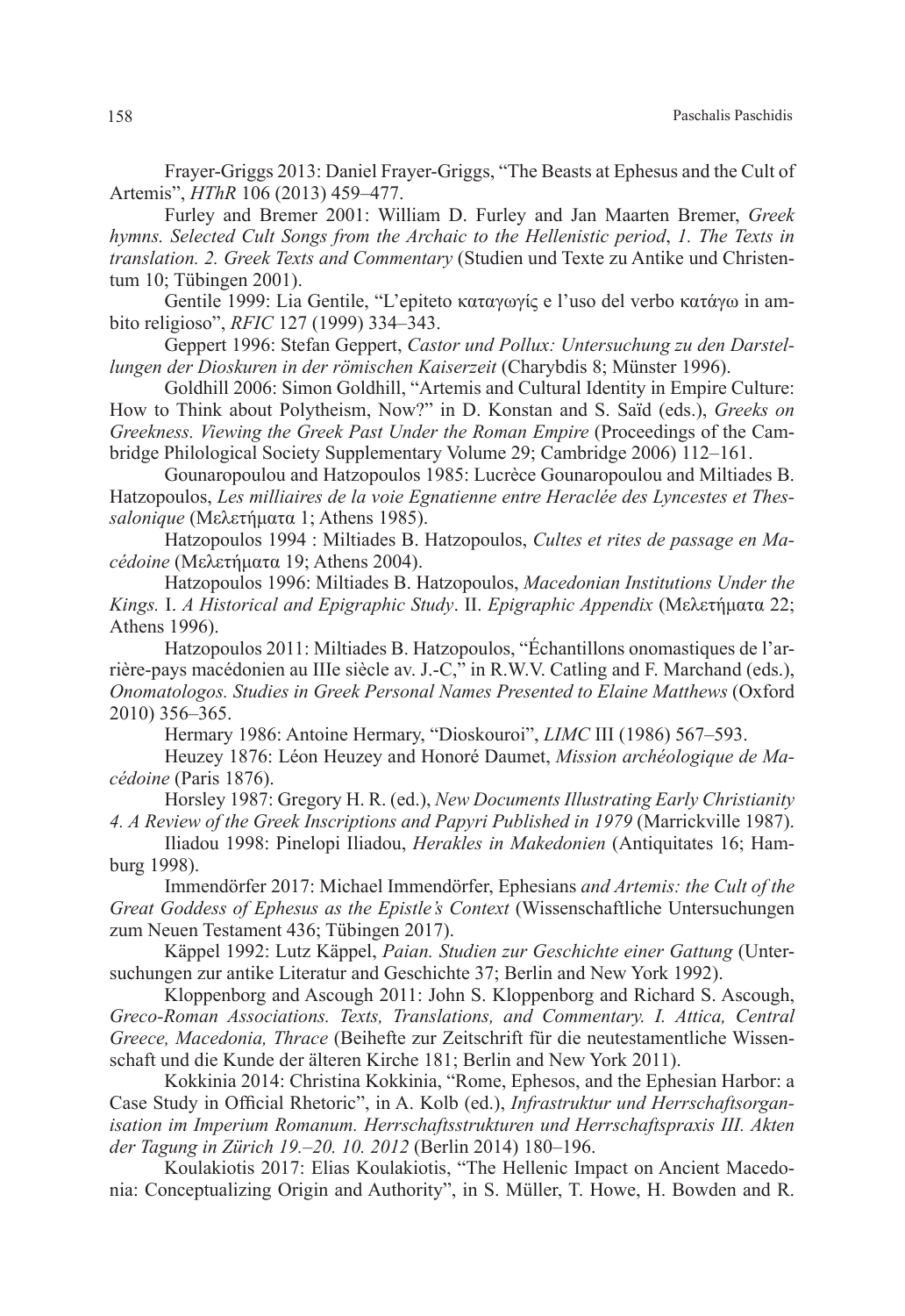Frayer-Griggs 2013: Daniel Frayer-Griggs, “The Beasts at Ephesus and the Cult of Artemis”, *HThR* 106 (2013) 459–477.

Furley and Bremer 2001: William D. Furley and Jan Maarten Bremer, *Greek hymns. Selected Cult Songs from the Archaic to the Hellenistic period*, *1. The Texts in translation. 2. Greek Texts and Commentary* (Studien und Texte zu Antike und Christentum 10; Tübingen 2001).

Gentile 1999: Lia Gentile, “L’epiteto καταγωγίς e l’uso del verbo κατάγω in ambito religioso”, *RFIC* 127 (1999) 334–343.

Geppert 1996: Stefan Geppert, *Castor und Pollux: Untersuchung zu den Darstellungen der Dioskuren in der römischen Kaiserzeit* (Charybdis 8; Münster 1996).

Goldhill 2006: Simon Goldhill, “Artemis and Cultural Identity in Empire Culture: How to Think about Polytheism, Now?” in D. Konstan and S. Saïd (eds.), *Greeks on Greekness. Viewing the Greek Past Under the Roman Empire* (Proceedings of the Cambridge Philological Society Supplementary Volume 29; Cambridge 2006) 112–161.

Gounaropoulou and Hatzopoulos 1985: Lucrèce Gounaropoulou and Miltiades B. Hatzopoulos, *Les milliaires de la voie Egnatienne entre Heraclée des Lyncestes et Thessalonique* (Μελετήματα 1; Athens 1985).

Hatzopoulos 1994 : Miltiades B. Hatzopoulos, *Cultes et rites de passage en Macédoine* (Μελετήματα 19; Athens 2004).

Hatzopoulos 1996: Miltiades B. Hatzopoulos, *Macedonian Institutions Under the Kings.* I. *A Historical and Epigraphic Study*. II. *Epigraphic Appendix* (Μελετήματα 22; Athens 1996).

Hatzopoulos 2011: Miltiades B. Hatzopoulos, “Échantillons onomastiques de l’arrière-pays macédonien au IIIe siècle av. J.-C,” in R.W.V. Catling and F. Marchand (eds.), *Onomatologos. Studies in Greek Personal Names Presented to Elaine Matthews* (Oxford 2010) 356–365.

Hermary 1986: Antoine Hermary, “Dioskouroi”, *LIMC* III (1986) 567–593.

Heuzey 1876: Léon Heuzey and Honoré Daumet, *Mission archéologique de Macédoine* (Paris 1876).

Horsley 1987: Gregory H. R. (ed.), *New Documents Illustrating Early Christianity 4. A Review of the Greek Inscriptions and Papyri Published in 1979* (Marrickville 1987).

Iliadou 1998: Pinelopi Iliadou, *Herakles in Makedonien* (Antiquitates 16; Hamburg 1998).

Immendörfer 2017: Michael Immendörfer, Ephesians *and Artemis: the Cult of the Great Goddess of Ephesus as the Epistle’s Context* (Wissenschaftliche Untersuchungen zum Neuen Testament 436; Tübingen 2017).

Käppel 1992: Lutz Käppel, *Paian. Studien zur Geschichte einer Gattung* (Untersuchungen zur antike Literatur and Geschichte 37; Berlin and New York 1992).

Kloppenborg and Ascough 2011: John S. Kloppenborg and Richard S. Ascough, *Greco-Roman Associations. Texts, Translations, and Commentary. I. Attica, Central Greece, Macedonia, Thrace* (Beihefte zur Zeitschrift für die neutestamentliche Wissenschaft und die Kunde der älteren Kirche 181; Berlin and New York 2011).

Kokkinia 2014: Christina Kokkinia, “Rome, Ephesos, and the Ephesian Harbor: a Case Study in Official Rhetoric”, in A. Kolb (ed.), *Infrastruktur und Herrschaftsorganisation im Imperium Romanum. Herrschaftsstrukturen und Herrschaftspraxis III. Akten der Tagung in Zürich 19.–20. 10. 2012* (Berlin 2014) 180–196.

Koulakiotis 2017: Elias Koulakiotis, “The Hellenic Impact on Ancient Macedonia: Conceptualizing Origin and Authority”, in S. Müller, T. Howe, H. Bowden and R.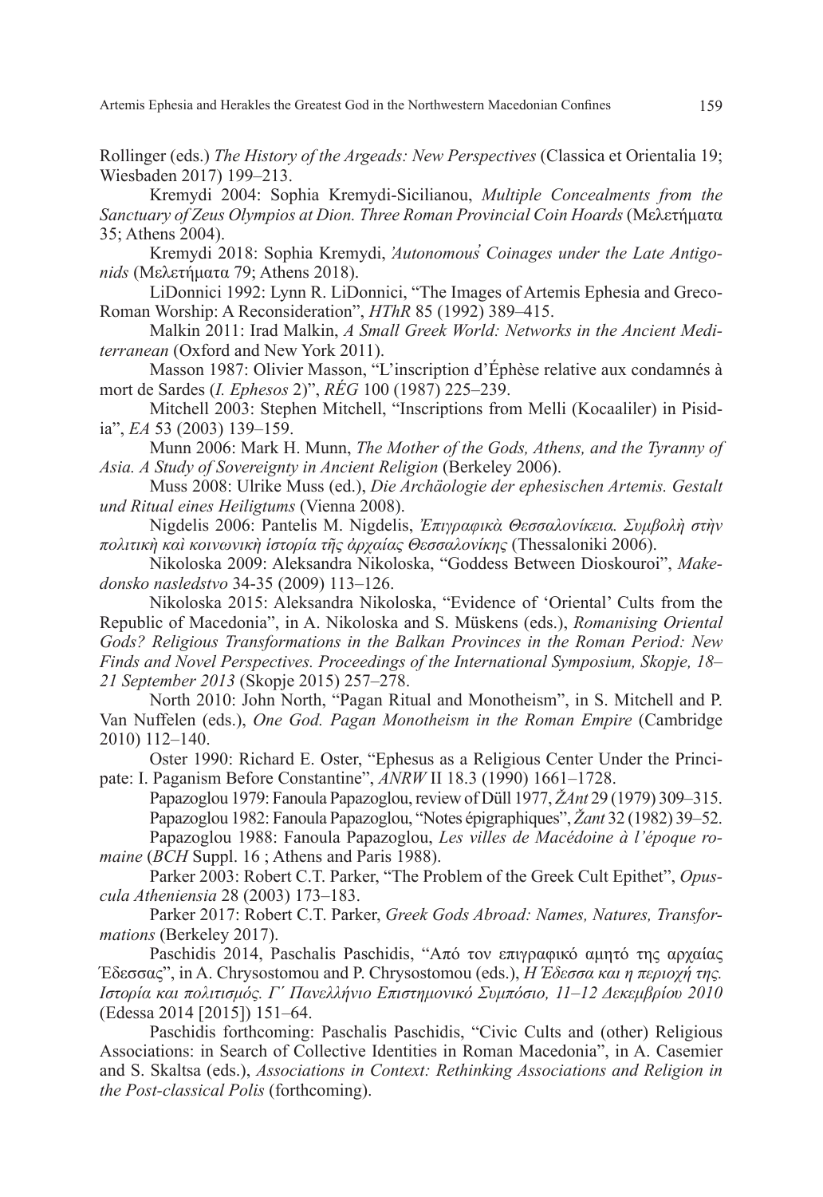Rollinger (eds.) *The History of the Argeads: New Perspectives* (Classica et Orientalia 19; Wiesbaden 2017) 199–213.

Kremydi 2004: Sophia Kremydi-Sicilianou, *Multiple Concealments from the Sanctuary of Zeus Olympios at Dion. Three Roman Provincial Coin Hoards* (Μελετήματα 35; Athens 2004).

Kremydi 2018: Sophia Kremydi, *'Autonomous' Coinages under the Late Antigonids* (Μελετήματα 79; Athens 2018).

LiDonnici 1992: Lynn R. LiDonnici, "The Images of Artemis Ephesia and Greco-Roman Worship: A Reconsideration", *HThR* 85 (1992) 389–415.

Malkin 2011: Irad Malkin, *A Small Greek World: Networks in the Ancient Mediterranean* (Oxford and New York 2011).

Masson 1987: Olivier Masson, "L'inscription d'Éphèse relative aux condamnés à mort de Sardes (*I. Ephesos* 2)", *RÉG* 100 (1987) 225–239.

Mitchell 2003: Stephen Mitchell, "Inscriptions from Melli (Kocaaliler) in Pisidia", *EA* 53 (2003) 139–159.

Munn 2006: Mark H. Munn, *The Mother of the Gods, Athens, and the Tyranny of Asia. A Study of Sovereignty in Ancient Religion* (Berkeley 2006).

Muss 2008: Ulrike Muss (ed.), *Die Archäologie der ephesischen Artemis. Gestalt und Ritual eines Heiligtums* (Vienna 2008).

Nigdelis 2006: Pantelis M. Nigdelis, *Ἐπιγραφικὰ Θεσσαλονίκεια. Συμβολὴ στὴν πολιτικὴ καὶ κοινωνικὴ ἱστορία τῆς ἀρχαίας Θεσσαλονίκης* (Thessaloniki 2006).

Nikoloska 2009: Aleksandra Nikoloska, "Goddess Between Dioskouroi", *Makedonsko nasledstvo* 34-35 (2009) 113–126.

Nikoloska 2015: Aleksandra Nikoloska, "Evidence of 'Oriental' Cults from the Republic of Macedonia", in A. Nikoloska and S. Müskens (eds.), *Romanising Oriental Gods? Religious Transformations in the Balkan Provinces in the Roman Period: New Finds and Novel Perspectives. Proceedings of the International Symposium, Skopje, 18–21 September 2013* (Skopje 2015) 257–278.

North 2010: John North, "Pagan Ritual and Monotheism", in S. Mitchell and P. Van Nuffelen (eds.), *One God. Pagan Monotheism in the Roman Empire* (Cambridge 2010) 112–140.

Oster 1990: Richard E. Oster, "Ephesus as a Religious Center Under the Principate: I. Paganism Before Constantine", *ANRW* II 18.3 (1990) 1661–1728.

Papazoglou 1979: Fanoula Papazoglou, review of Düll 1977, *ŽAnt* 29 (1979) 309–315.

Papazoglou 1982: Fanoula Papazoglou, "Notes épigraphiques", *Žant* 32 (1982) 39–52.

Papazoglou 1988: Fanoula Papazoglou, *Les villes de Macédoine à l'époque romaine* (*BCH* Suppl. 16 ; Athens and Paris 1988).

Parker 2003: Robert C.T. Parker, "The Problem of the Greek Cult Epithet", *Opuscula Atheniensia* 28 (2003) 173–183.

Parker 2017: Robert C.T. Parker, *Greek Gods Abroad: Names, Natures, Transformations* (Berkeley 2017).

Paschidis 2014, Paschalis Paschidis, "Από τον επιγραφικό αμητό της αρχαίας Έδεσσας", in A. Chrysostomou and P. Chrysostomou (eds.), *Η Έδεσσα και η περιοχή της. Ιστορία και πολιτισμός. Γ΄ Πανελλήνιο Επιστημονικό Συμπόσιο, 11–12 Δεκεμβρίου 2010* (Edessa 2014 [2015]) 151–64.

Paschidis forthcoming: Paschalis Paschidis, "Civic Cults and (other) Religious Associations: in Search of Collective Identities in Roman Macedonia", in A. Casemier and S. Skaltsa (eds.), *Associations in Context: Rethinking Associations and Religion in the Post-classical Polis* (forthcoming).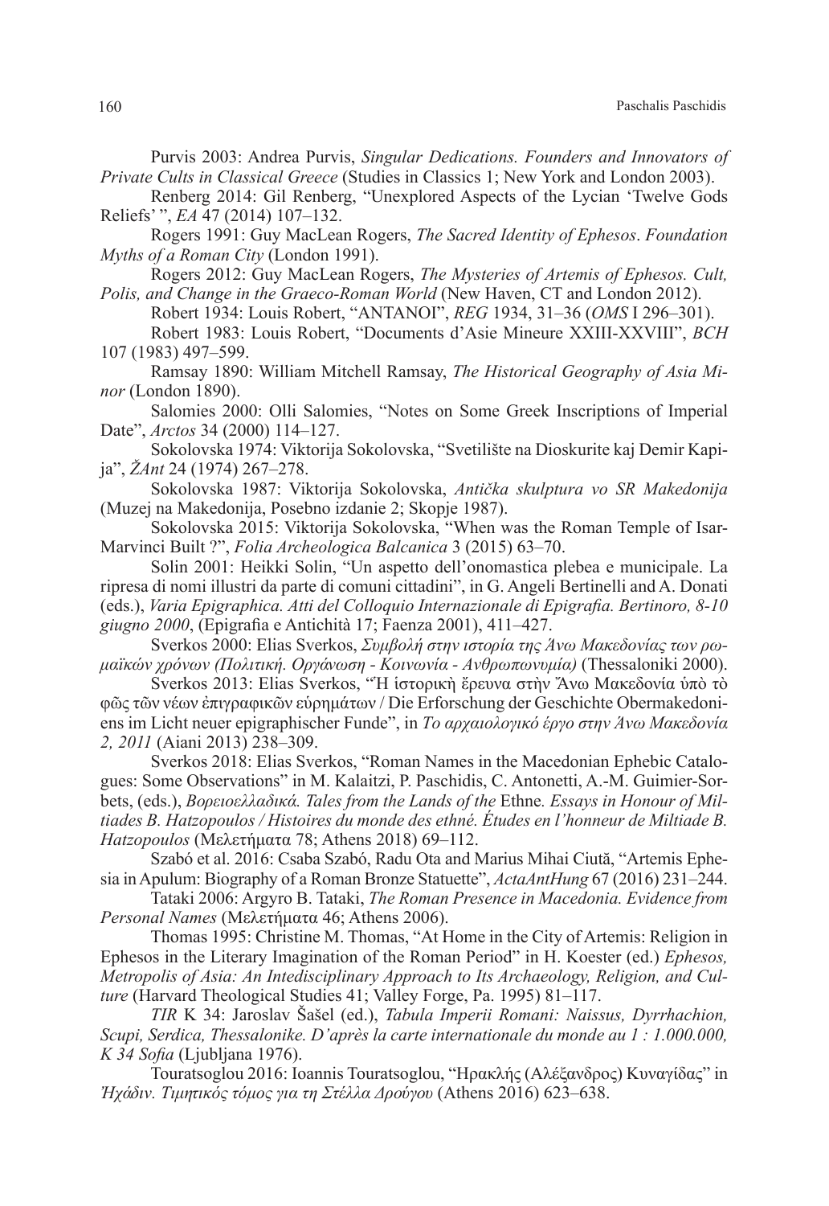Purvis 2003: Andrea Purvis, *Singular Dedications. Founders and Innovators of Private Cults in Classical Greece* (Studies in Classics 1; New York and London 2003).

Renberg 2014: Gil Renberg, "Unexplored Aspects of the Lycian 'Twelve Gods Reliefs' ", *EA* 47 (2014) 107–132.

Rogers 1991: Guy MacLean Rogers, *The Sacred Identity of Ephesos*. *Foundation Myths of a Roman City* (London 1991).

Rogers 2012: Guy MacLean Rogers, *The Mysteries of Artemis of Ephesos. Cult, Polis, and Change in the Graeco-Roman World* (New Haven, CT and London 2012).

Robert 1934: Louis Robert, "ANTANOI", *REG* 1934, 31–36 (*OMS* I 296–301).

Robert 1983: Louis Robert, "Documents d'Asie Mineure XXIII-XXVIII", *BCH* 107 (1983) 497–599.

Ramsay 1890: William Mitchell Ramsay, *The Historical Geography of Asia Minor* (London 1890).

Salomies 2000: Olli Salomies, "Notes on Some Greek Inscriptions of Imperial Date", *Arctos* 34 (2000) 114–127.

Sokolovska 1974: Viktorija Sokolovska, "Svetilište na Dioskurite kaj Demir Kapija", *ŽAnt* 24 (1974) 267–278.

Sokolovska 1987: Viktorija Sokolovska, *Antička skulptura vo SR Makedonija* (Muzej na Makedonija, Posebno izdanie 2; Skopje 1987).

Sokolovska 2015: Viktorija Sokolovska, "When was the Roman Temple of Isar-Marvinci Built ?", *Folia Archeologica Balcanica* 3 (2015) 63–70.

Solin 2001: Heikki Solin, "Un aspetto dell'onomastica plebea e municipale. La ripresa di nomi illustri da parte di comuni cittadini", in G. Angeli Bertinelli and A. Donati (eds.), *Varia Epigraphica. Atti del Colloquio Internazionale di Epigrafia. Bertinoro, 8-10 giugno 2000*, (Epigrafia e Antichità 17; Faenza 2001), 411–427.

Sverkos 2000: Elias Sverkos, *Συμβολή στην ιστορία της Άνω Μακεδονίας των ρωμαϊκών χρόνων (Πολιτική. Οργάνωση - Κοινωνία - Ανθρωπωνυμία)* (Thessaloniki 2000).

Sverkos 2013: Elias Sverkos, "Ἡ ἱστορικὴ ἔρευνα στὴν Ἄνω Μακεδονία ὑπὸ τὸ φῶς τῶν νέων ἐπιγραφικῶν εὑρημάτων / Die Erforschung der Geschichte Obermakedoniens im Licht neuer epigraphischer Funde", in *Το αρχαιολογικό έργο στην Άνω Μακεδονία 2, 2011* (Aiani 2013) 238–309.

Sverkos 2018: Elias Sverkos, "Roman Names in the Macedonian Ephebic Catalogues: Some Observations" in M. Kalaitzi, P. Paschidis, C. Antonetti, A.-M. Guimier-Sorbets, (eds.), *Βορειοελλαδικά. Tales from the Lands of the* Ethne*. Essays in Honour of Miltiades B. Hatzopoulos / Histoires du monde des ethné. Études en l'honneur de Miltiade B. Hatzopoulos* (Μελετήματα 78; Athens 2018) 69–112.

Szabó et al. 2016: Csaba Szabó, Radu Ota and Marius Mihai Ciută, "Artemis Ephesia in Apulum: Biography of a Roman Bronze Statuette", *ActaAntHung* 67 (2016) 231–244.

Tataki 2006: Argyro B. Tataki, *The Roman Presence in Macedonia. Evidence from Personal Names* (Μελετήματα 46; Athens 2006).

Thomas 1995: Christine M. Thomas, "At Home in the City of Artemis: Religion in Ephesos in the Literary Imagination of the Roman Period" in H. Koester (ed.) *Ephesos, Metropolis of Asia: An Intedisciplinary Approach to Its Archaeology, Religion, and Culture* (Harvard Theological Studies 41; Valley Forge, Pa. 1995) 81–117.

*TIR* K 34: Jaroslav Šašel (ed.), *Tabula Imperii Romani: Naissus, Dyrrhachion, Scupi, Serdica, Thessalonike. D'après la carte internationale du monde au 1 : 1.000.000, K 34 Sofia* (Ljubljana 1976).

Touratsoglou 2016: Ioannis Touratsoglou, "Ηρακλής (Αλέξανδρος) Κυναγίδας" in *Ἠχάδιν. Τιμητικός τόμος για τη Στέλλα Δρούγου* (Athens 2016) 623–638.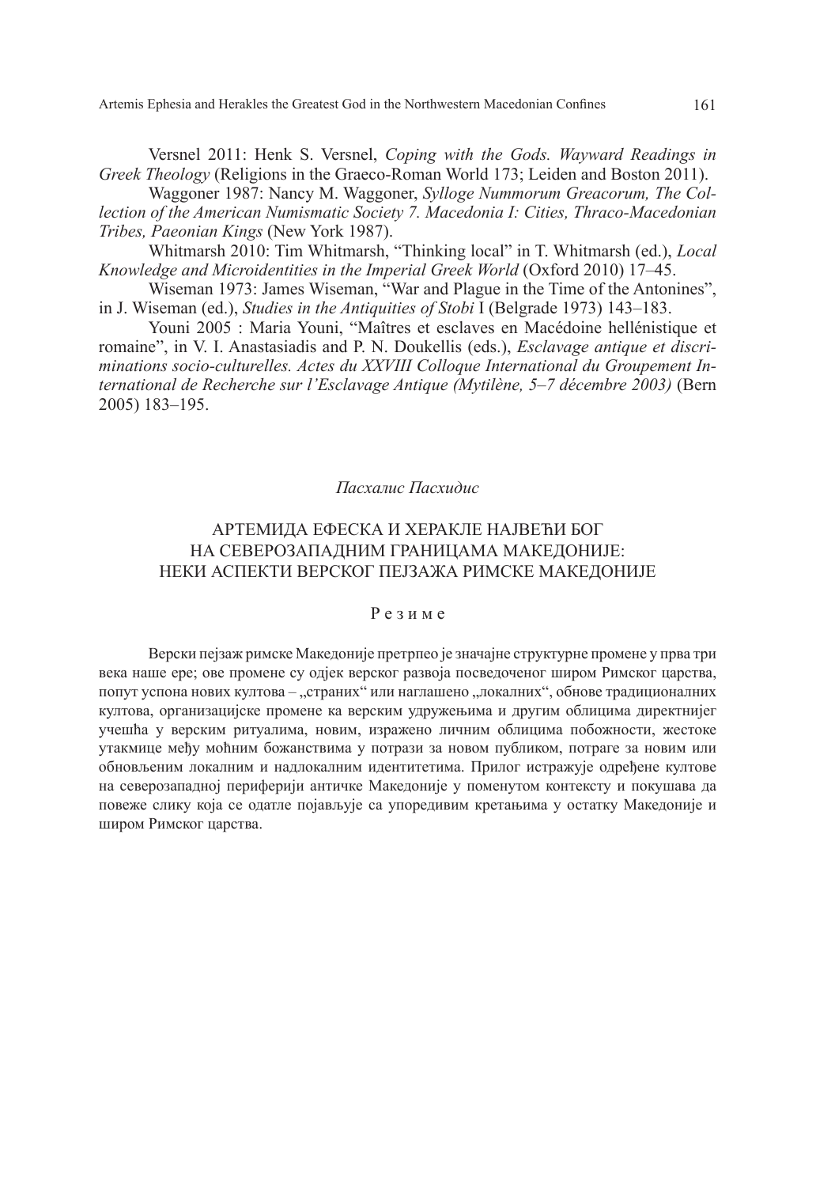Versnel 2011: Henk S. Versnel, *Coping with the Gods. Wayward Readings in Greek Theology* (Religions in the Graeco-Roman World 173; Leiden and Boston 2011).

Waggoner 1987: Nancy M. Waggoner, *Sylloge Nummorum Greacorum, The Collection of the American Numismatic Society 7. Macedonia I: Cities, Thraco-Macedonian Tribes, Paeonian Kings* (New York 1987).

Whitmarsh 2010: Tim Whitmarsh, "Thinking local" in T. Whitmarsh (ed.), *Local Knowledge and Microidentities in the Imperial Greek World* (Oxford 2010) 17–45.

Wiseman 1973: James Wiseman, "War and Plague in the Time of the Antonines", in J. Wiseman (ed.), *Studies in the Antiquities of Stobi* I (Belgrade 1973) 143–183.

Youni 2005 : Maria Youni, "Maîtres et esclaves en Macédoine hellénistique et romaine", in V. I. Anastasiadis and P. N. Doukellis (eds.), *Esclavage antique et discriminations socio-culturelles. Actes du XXVIII Colloque International du Groupement International de Recherche sur l'Esclavage Antique (Mytilène, 5–7 décembre 2003)* (Bern 2005) 183–195.

*Пасхалис Пасхидис*

## АРТЕМИДА ЕФЕСКА И ХЕРАКЛЕ НАЈВЕЋИ БОГ НА СЕВЕРОЗАПАДНИМ ГРАНИЦАМА МАКЕДОНИЈЕ: НЕКИ АСПЕКТИ ВЕРСКОГ ПЕЈЗАЖА РИМСКЕ МАКЕДОНИЈЕ

### Резиме

Верски пејзаж римске Македоније претрпео је значајне структурне промене у прва три века наше ере; ове промене су одјек верског развоја посведоченог широм Римског царства, попут успона нових култова – „страних" или наглашено „локалних", обнове традиционалних култова, организацијске промене ка верским удружењима и другим облицима директнијег учешћа у верским ритуалима, новим, изражено личним облицима побожности, жестоке утакмице међу моћним божанствима у потрази за новом публиком, потраге за новим или обновљеним локалним и надлокалним идентитетима. Прилог истражује одређене култове на северозападној периферији античке Македоније у поменутом контексту и покушава да повеже слику која се одатле појављује са упоредивим кретањима у остатку Македоније и широм Римског царства.